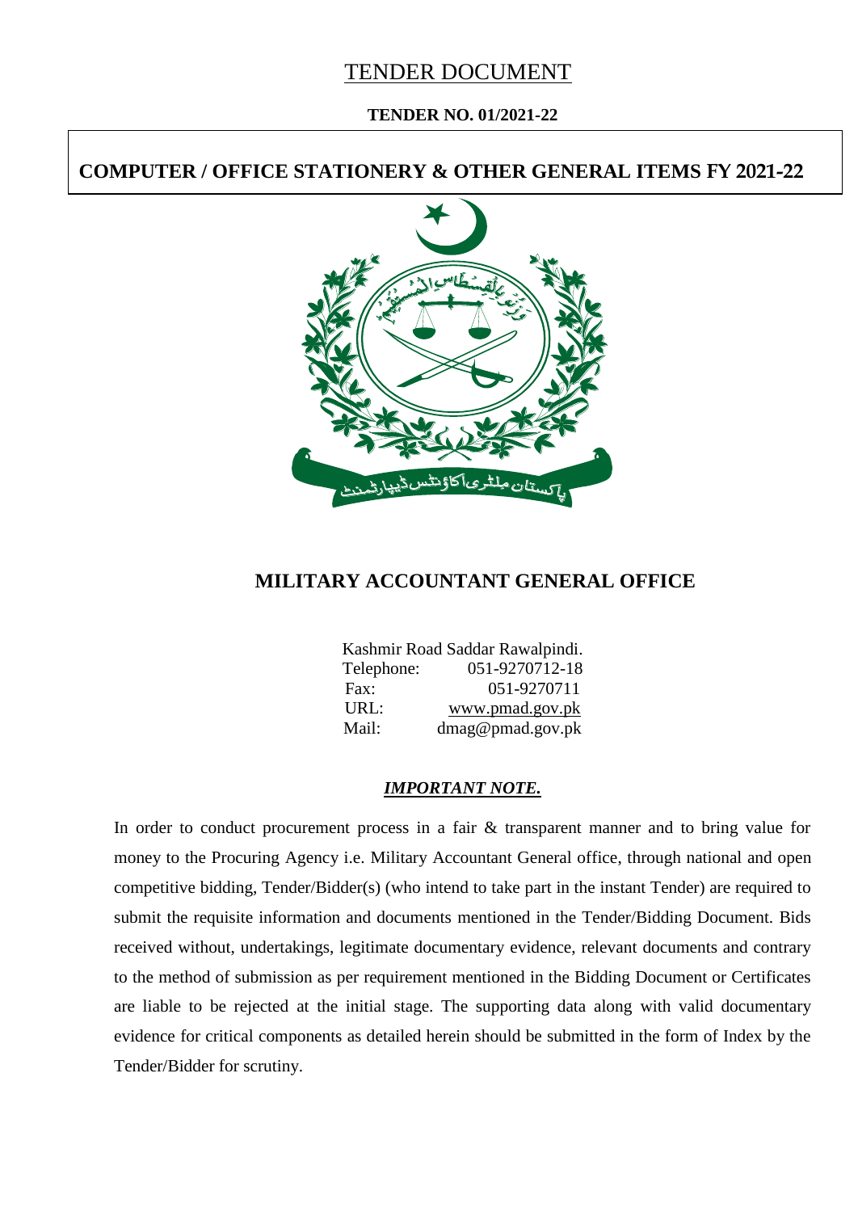# TENDER DOCUMENT

**TENDER NO. 01/2021-22**

## COMPUTER / OFFICE STATIONERY & OTHER GENERAL ITEMS FY 2021-22

## MILITARY ACCOUNTANT GENERAL OFFICE

Kashmir Road Saddar Rawalpindi.
Telephone: 051-9270712-18
Fax: 051-9270711
URL: www.pmad.gov.pk
Mail: dmag@pmad.gov.pk

***IMPORTANT NOTE.***

In order to conduct procurement process in a fair & transparent manner and to bring value for money to the Procuring Agency i.e. Military Accountant General office, through national and open competitive bidding, Tender/Bidder(s) (who intend to take part in the instant Tender) are required to submit the requisite information and documents mentioned in the Tender/Bidding Document. Bids received without, undertakings, legitimate documentary evidence, relevant documents and contrary to the method of submission as per requirement mentioned in the Bidding Document or Certificates are liable to be rejected at the initial stage. The supporting data along with valid documentary evidence for critical components as detailed herein should be submitted in the form of Index by the Tender/Bidder for scrutiny.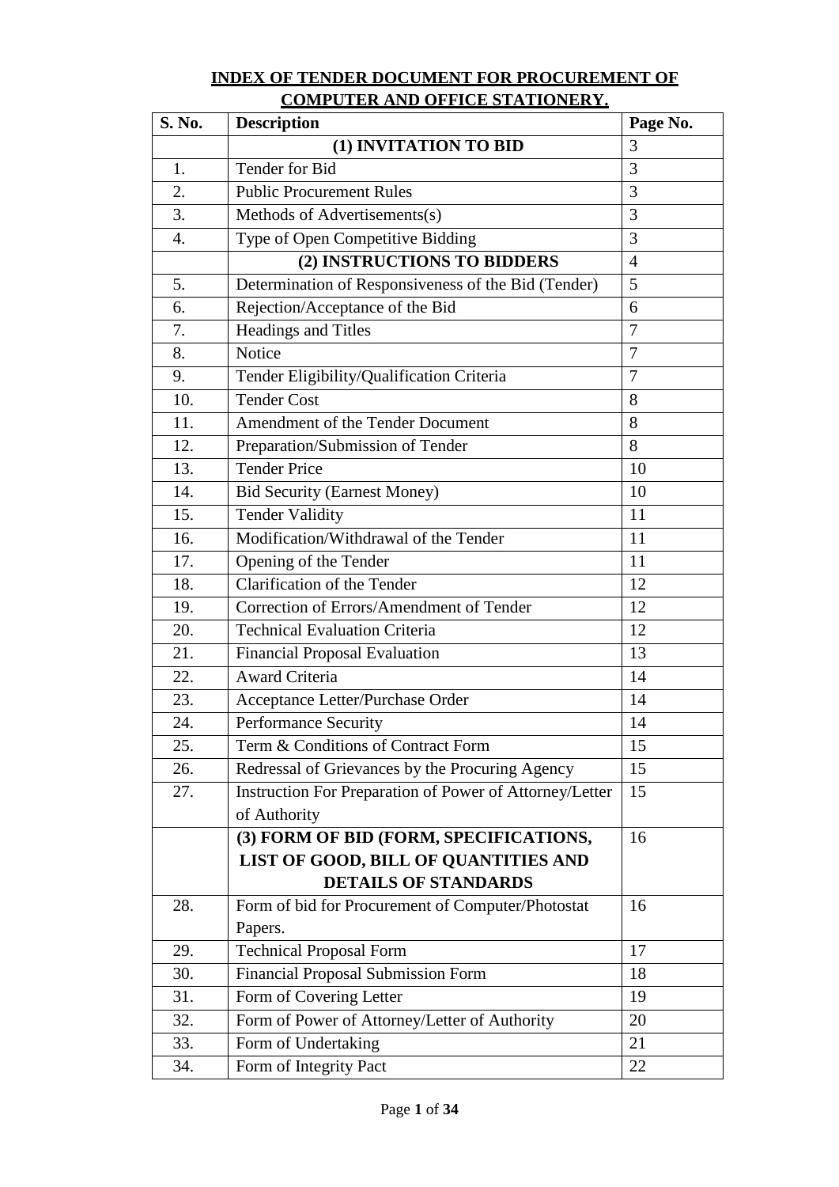# INDEX OF TENDER DOCUMENT FOR PROCUREMENT OF COMPUTER AND OFFICE STATIONERY.

| S. No. | Description | Page No. |
|---|---|---|
| | **(1) INVITATION TO BID** | 3 |
| 1. | Tender for Bid | 3 |
| 2. | Public Procurement Rules | 3 |
| 3. | Methods of Advertisements(s) | 3 |
| 4. | Type of Open Competitive Bidding | 3 |
| | **(2) INSTRUCTIONS TO BIDDERS** | 4 |
| 5. | Determination of Responsiveness of the Bid (Tender) | 5 |
| 6. | Rejection/Acceptance of the Bid | 6 |
| 7. | Headings and Titles | 7 |
| 8. | Notice | 7 |
| 9. | Tender Eligibility/Qualification Criteria | 7 |
| 10. | Tender Cost | 8 |
| 11. | Amendment of the Tender Document | 8 |
| 12. | Preparation/Submission of Tender | 8 |
| 13. | Tender Price | 10 |
| 14. | Bid Security (Earnest Money) | 10 |
| 15. | Tender Validity | 11 |
| 16. | Modification/Withdrawal of the Tender | 11 |
| 17. | Opening of the Tender | 11 |
| 18. | Clarification of the Tender | 12 |
| 19. | Correction of Errors/Amendment of Tender | 12 |
| 20. | Technical Evaluation Criteria | 12 |
| 21. | Financial Proposal Evaluation | 13 |
| 22. | Award Criteria | 14 |
| 23. | Acceptance Letter/Purchase Order | 14 |
| 24. | Performance Security | 14 |
| 25. | Term & Conditions of Contract Form | 15 |
| 26. | Redressal of Grievances by the Procuring Agency | 15 |
| 27. | Instruction For Preparation of Power of Attorney/Letter of Authority | 15 |
| | **(3) FORM OF BID (FORM, SPECIFICATIONS, LIST OF GOOD, BILL OF QUANTITIES AND DETAILS OF STANDARDS** | 16 |
| 28. | Form of bid for Procurement of Computer/Photostat Papers. | 16 |
| 29. | Technical Proposal Form | 17 |
| 30. | Financial Proposal Submission Form | 18 |
| 31. | Form of Covering Letter | 19 |
| 32. | Form of Power of Attorney/Letter of Authority | 20 |
| 33. | Form of Undertaking | 21 |
| 34. | Form of Integrity Pact | 22 |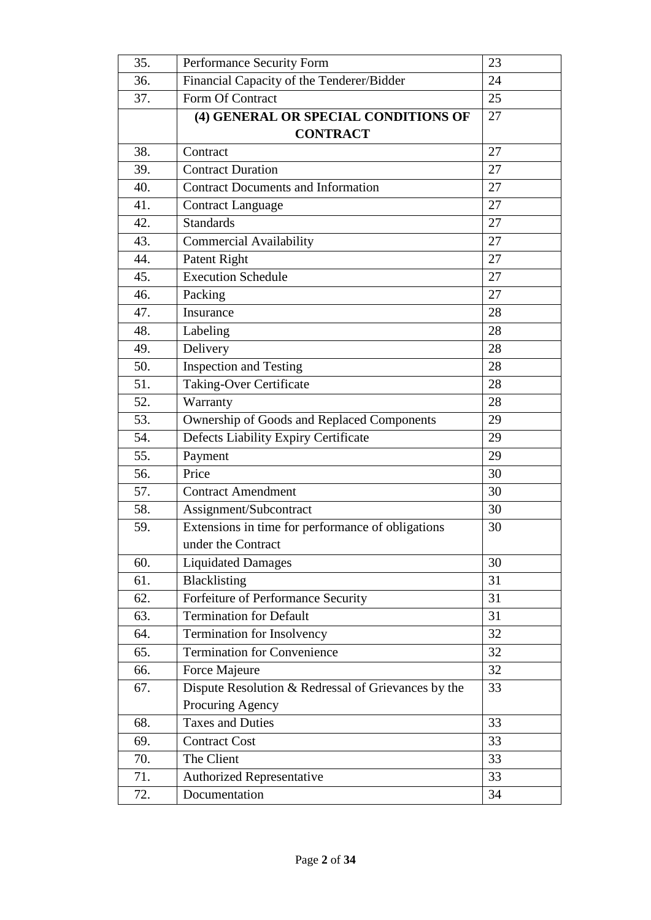| | | |
|---|---|---|
| 35. | Performance Security Form | 23 |
| 36. | Financial Capacity of the Tenderer/Bidder | 24 |
| 37. | Form Of Contract | 25 |
| | **(4) GENERAL OR SPECIAL CONDITIONS OF CONTRACT** | 27 |
| 38. | Contract | 27 |
| 39. | Contract Duration | 27 |
| 40. | Contract Documents and Information | 27 |
| 41. | Contract Language | 27 |
| 42. | Standards | 27 |
| 43. | Commercial Availability | 27 |
| 44. | Patent Right | 27 |
| 45. | Execution Schedule | 27 |
| 46. | Packing | 27 |
| 47. | Insurance | 28 |
| 48. | Labeling | 28 |
| 49. | Delivery | 28 |
| 50. | Inspection and Testing | 28 |
| 51. | Taking-Over Certificate | 28 |
| 52. | Warranty | 28 |
| 53. | Ownership of Goods and Replaced Components | 29 |
| 54. | Defects Liability Expiry Certificate | 29 |
| 55. | Payment | 29 |
| 56. | Price | 30 |
| 57. | Contract Amendment | 30 |
| 58. | Assignment/Subcontract | 30 |
| 59. | Extensions in time for performance of obligations under the Contract | 30 |
| 60. | Liquidated Damages | 30 |
| 61. | Blacklisting | 31 |
| 62. | Forfeiture of Performance Security | 31 |
| 63. | Termination for Default | 31 |
| 64. | Termination for Insolvency | 32 |
| 65. | Termination for Convenience | 32 |
| 66. | Force Majeure | 32 |
| 67. | Dispute Resolution & Redressal of Grievances by the Procuring Agency | 33 |
| 68. | Taxes and Duties | 33 |
| 69. | Contract Cost | 33 |
| 70. | The Client | 33 |
| 71. | Authorized Representative | 33 |
| 72. | Documentation | 34 |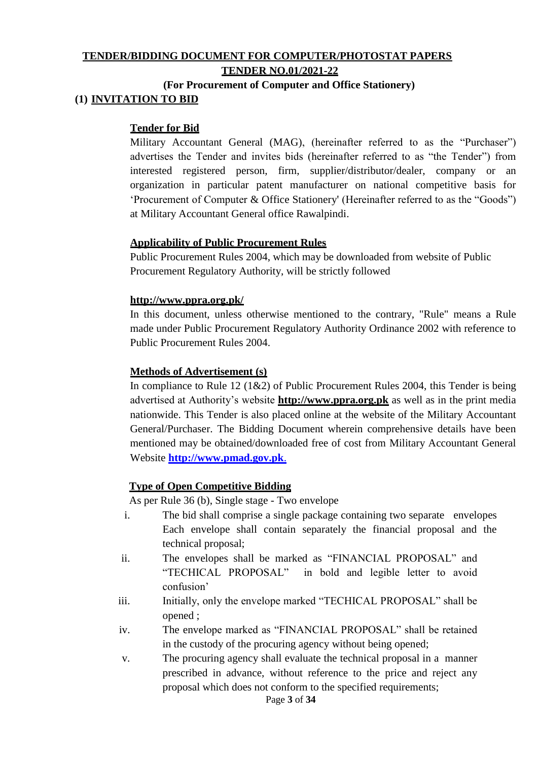**TENDER/BIDDING DOCUMENT FOR COMPUTER/PHOTOSTAT PAPERS**

**TENDER NO.01/2021-22**

**(For Procurement of Computer and Office Stationery)**

## (1) INVITATION TO BID

### Tender for Bid

Military Accountant General (MAG), (hereinafter referred to as the "Purchaser") advertises the Tender and invites bids (hereinafter referred to as "the Tender") from interested registered person, firm, supplier/distributor/dealer, company or an organization in particular patent manufacturer on national competitive basis for 'Procurement of Computer & Office Stationery' (Hereinafter referred to as the "Goods") at Military Accountant General office Rawalpindi.

### Applicability of Public Procurement Rules

Public Procurement Rules 2004, which may be downloaded from website of Public Procurement Regulatory Authority, will be strictly followed

**http://www.ppra.org.pk/**

In this document, unless otherwise mentioned to the contrary, "Rule" means a Rule made under Public Procurement Regulatory Authority Ordinance 2002 with reference to Public Procurement Rules 2004.

### Methods of Advertisement (s)

In compliance to Rule 12 (1&2) of Public Procurement Rules 2004, this Tender is being advertised at Authority's website **http://www.ppra.org.pk** as well as in the print media nationwide. This Tender is also placed online at the website of the Military Accountant General/Purchaser. The Bidding Document wherein comprehensive details have been mentioned may be obtained/downloaded free of cost from Military Accountant General Website **http://www.pmad.gov.pk**.

### Type of Open Competitive Bidding

As per Rule 36 (b), Single stage - Two envelope

i. The bid shall comprise a single package containing two separate envelopes Each envelope shall contain separately the financial proposal and the technical proposal;

ii. The envelopes shall be marked as "FINANCIAL PROPOSAL" and "TECHICAL PROPOSAL" in bold and legible letter to avoid confusion'

iii. Initially, only the envelope marked "TECHICAL PROPOSAL" shall be opened ;

iv. The envelope marked as "FINANCIAL PROPOSAL" shall be retained in the custody of the procuring agency without being opened;

v. The procuring agency shall evaluate the technical proposal in a manner prescribed in advance, without reference to the price and reject any proposal which does not conform to the specified requirements;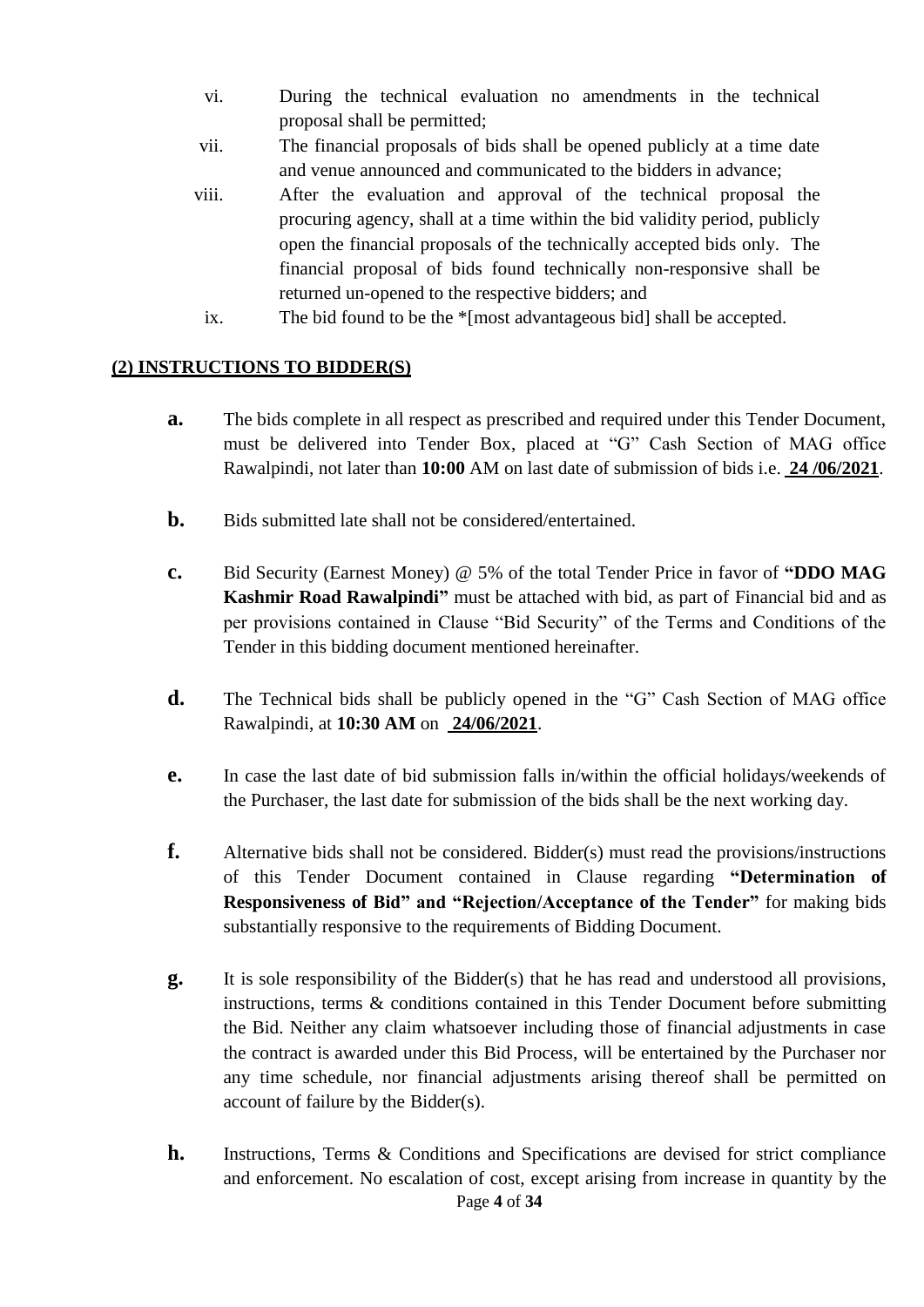vi. During the technical evaluation no amendments in the technical proposal shall be permitted;

vii. The financial proposals of bids shall be opened publicly at a time date and venue announced and communicated to the bidders in advance;

viii. After the evaluation and approval of the technical proposal the procuring agency, shall at a time within the bid validity period, publicly open the financial proposals of the technically accepted bids only. The financial proposal of bids found technically non-responsive shall be returned un-opened to the respective bidders; and

ix. The bid found to be the *[most advantageous bid] shall be accepted.

## (2) INSTRUCTIONS TO BIDDER(S)

**a.** The bids complete in all respect as prescribed and required under this Tender Document, must be delivered into Tender Box, placed at "G" Cash Section of MAG office Rawalpindi, not later than **10:00** AM on last date of submission of bids i.e. **24 /06/2021**.

**b.** Bids submitted late shall not be considered/entertained.

**c.** Bid Security (Earnest Money) @ 5% of the total Tender Price in favor of **"DDO MAG Kashmir Road Rawalpindi"** must be attached with bid, as part of Financial bid and as per provisions contained in Clause "Bid Security" of the Terms and Conditions of the Tender in this bidding document mentioned hereinafter.

**d.** The Technical bids shall be publicly opened in the "G" Cash Section of MAG office Rawalpindi, at **10:30 AM** on **24/06/2021**.

**e.** In case the last date of bid submission falls in/within the official holidays/weekends of the Purchaser, the last date for submission of the bids shall be the next working day.

**f.** Alternative bids shall not be considered. Bidder(s) must read the provisions/instructions of this Tender Document contained in Clause regarding **"Determination of Responsiveness of Bid" and "Rejection/Acceptance of the Tender"** for making bids substantially responsive to the requirements of Bidding Document.

**g.** It is sole responsibility of the Bidder(s) that he has read and understood all provisions, instructions, terms & conditions contained in this Tender Document before submitting the Bid. Neither any claim whatsoever including those of financial adjustments in case the contract is awarded under this Bid Process, will be entertained by the Purchaser nor any time schedule, nor financial adjustments arising thereof shall be permitted on account of failure by the Bidder(s).

**h.** Instructions, Terms & Conditions and Specifications are devised for strict compliance and enforcement. No escalation of cost, except arising from increase in quantity by the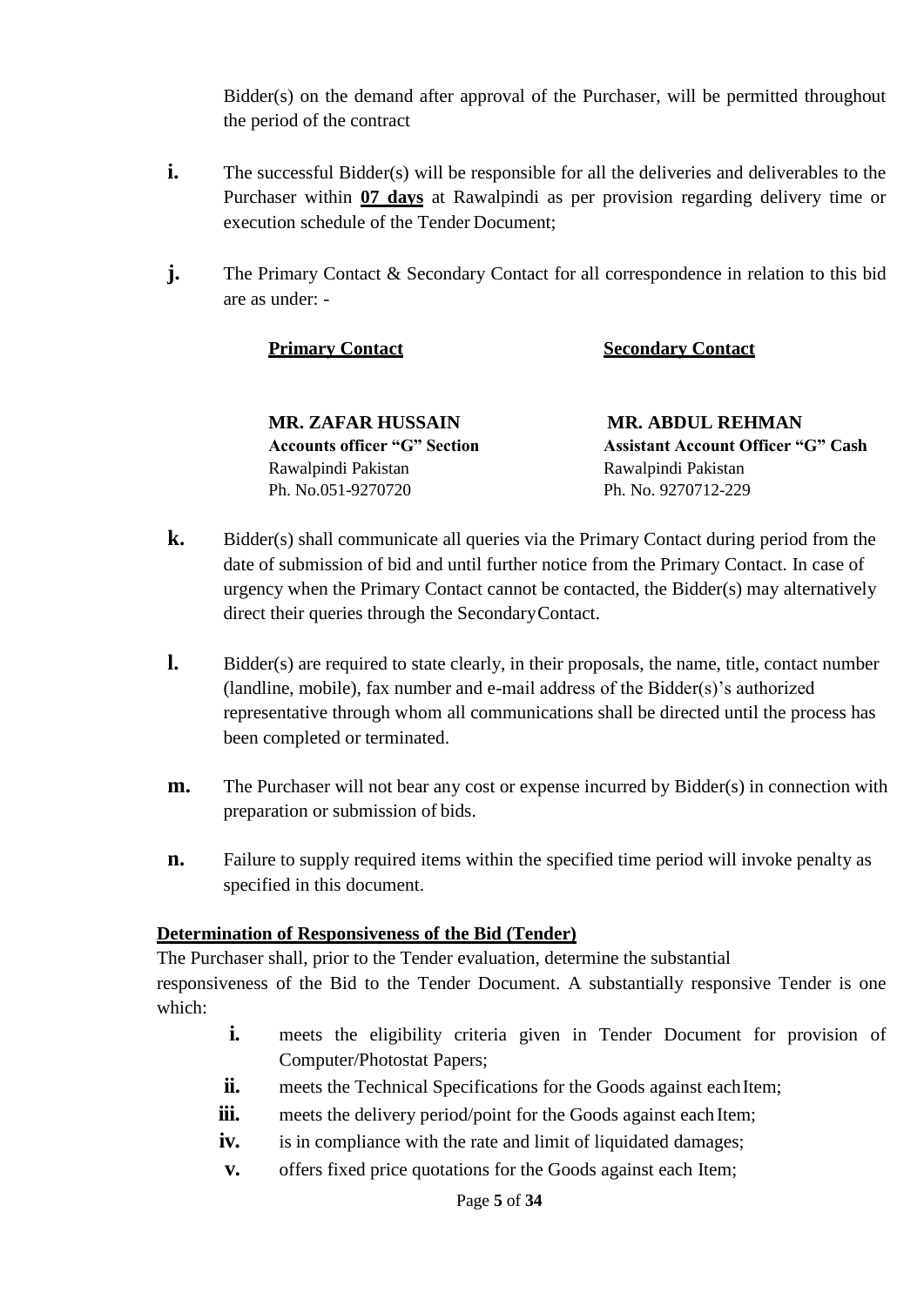Bidder(s) on the demand after approval of the Purchaser, will be permitted throughout the period of the contract

**i.** The successful Bidder(s) will be responsible for all the deliveries and deliverables to the Purchaser within **07 days** at Rawalpindi as per provision regarding delivery time or execution schedule of the Tender Document;

**j.** The Primary Contact & Secondary Contact for all correspondence in relation to this bid are as under: -

| **Primary Contact** | **Secondary Contact** |
|---|---|
| **MR. ZAFAR HUSSAIN** | **MR. ABDUL REHMAN** |
| **Accounts officer "G" Section** | **Assistant Account Officer "G" Cash** |
| Rawalpindi Pakistan | Rawalpindi Pakistan |
| Ph. No.051-9270720 | Ph. No. 9270712-229 |

**k.** Bidder(s) shall communicate all queries via the Primary Contact during period from the date of submission of bid and until further notice from the Primary Contact. In case of urgency when the Primary Contact cannot be contacted, the Bidder(s) may alternatively direct their queries through the Secondary Contact.

**l.** Bidder(s) are required to state clearly, in their proposals, the name, title, contact number (landline, mobile), fax number and e-mail address of the Bidder(s)'s authorized representative through whom all communications shall be directed until the process has been completed or terminated.

**m.** The Purchaser will not bear any cost or expense incurred by Bidder(s) in connection with preparation or submission of bids.

**n.** Failure to supply required items within the specified time period will invoke penalty as specified in this document.

**Determination of Responsiveness of the Bid (Tender)**

The Purchaser shall, prior to the Tender evaluation, determine the substantial responsiveness of the Bid to the Tender Document. A substantially responsive Tender is one which:

- **i.** meets the eligibility criteria given in Tender Document for provision of Computer/Photostat Papers;
- **ii.** meets the Technical Specifications for the Goods against each Item;
- **iii.** meets the delivery period/point for the Goods against each Item;
- **iv.** is in compliance with the rate and limit of liquidated damages;
- **v.** offers fixed price quotations for the Goods against each Item;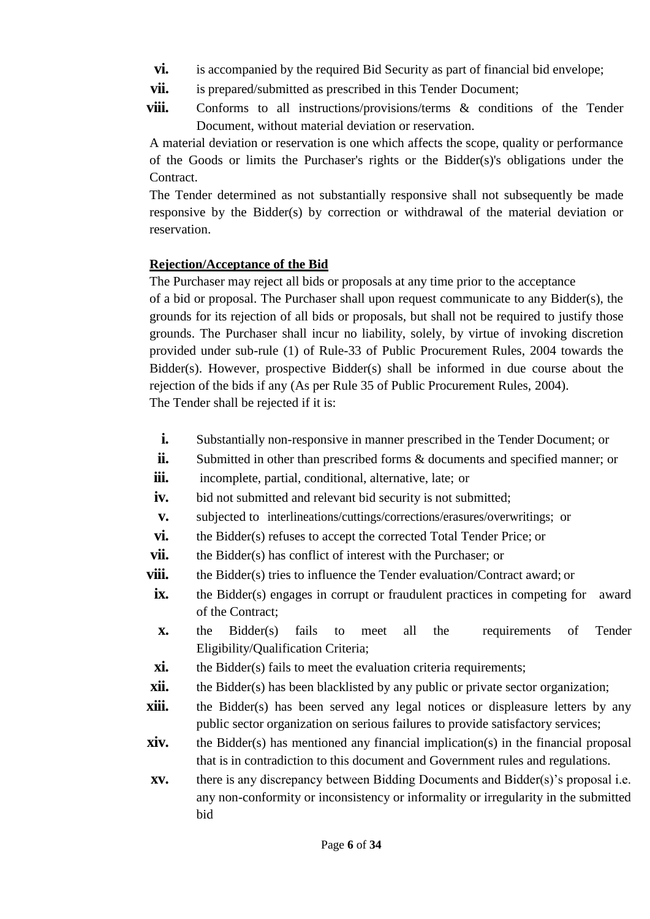vi. is accompanied by the required Bid Security as part of financial bid envelope;

vii. is prepared/submitted as prescribed in this Tender Document;

viii. Conforms to all instructions/provisions/terms & conditions of the Tender Document, without material deviation or reservation.

A material deviation or reservation is one which affects the scope, quality or performance of the Goods or limits the Purchaser's rights or the Bidder(s)'s obligations under the Contract.

The Tender determined as not substantially responsive shall not subsequently be made responsive by the Bidder(s) by correction or withdrawal of the material deviation or reservation.

**Rejection/Acceptance of the Bid**

The Purchaser may reject all bids or proposals at any time prior to the acceptance of a bid or proposal. The Purchaser shall upon request communicate to any Bidder(s), the grounds for its rejection of all bids or proposals, but shall not be required to justify those grounds. The Purchaser shall incur no liability, solely, by virtue of invoking discretion provided under sub-rule (1) of Rule-33 of Public Procurement Rules, 2004 towards the Bidder(s). However, prospective Bidder(s) shall be informed in due course about the rejection of the bids if any (As per Rule 35 of Public Procurement Rules, 2004).

The Tender shall be rejected if it is:

i. Substantially non-responsive in manner prescribed in the Tender Document; or

ii. Submitted in other than prescribed forms & documents and specified manner; or

iii. incomplete, partial, conditional, alternative, late; or

iv. bid not submitted and relevant bid security is not submitted;

v. subjected to interlineations/cuttings/corrections/erasures/overwritings; or

vi. the Bidder(s) refuses to accept the corrected Total Tender Price; or

vii. the Bidder(s) has conflict of interest with the Purchaser; or

viii. the Bidder(s) tries to influence the Tender evaluation/Contract award; or

ix. the Bidder(s) engages in corrupt or fraudulent practices in competing for award of the Contract;

x. the Bidder(s) fails to meet all the requirements of Tender Eligibility/Qualification Criteria;

xi. the Bidder(s) fails to meet the evaluation criteria requirements;

xii. the Bidder(s) has been blacklisted by any public or private sector organization;

xiii. the Bidder(s) has been served any legal notices or displeasure letters by any public sector organization on serious failures to provide satisfactory services;

xiv. the Bidder(s) has mentioned any financial implication(s) in the financial proposal that is in contradiction to this document and Government rules and regulations.

xv. there is any discrepancy between Bidding Documents and Bidder(s)'s proposal i.e. any non-conformity or inconsistency or informality or irregularity in the submitted bid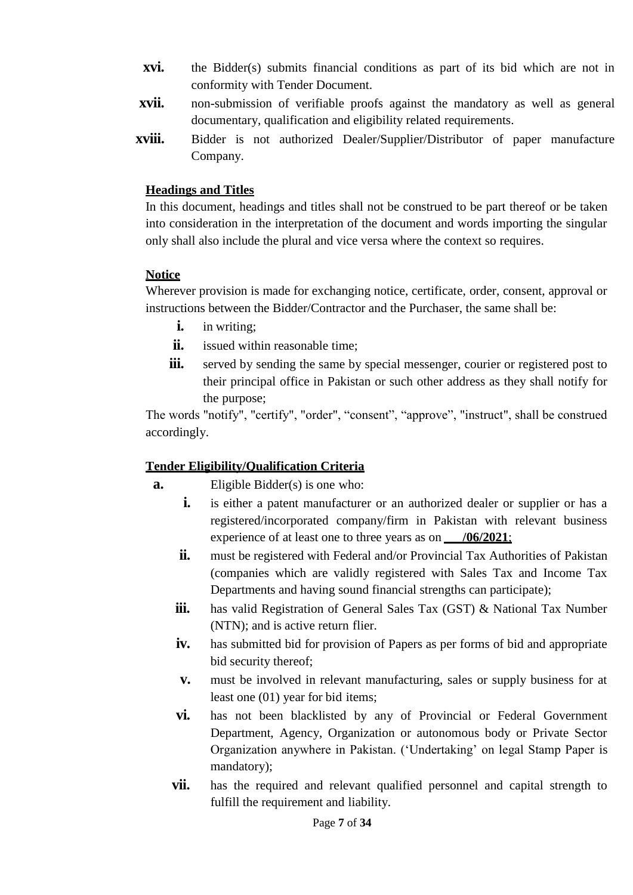xvi. the Bidder(s) submits financial conditions as part of its bid which are not in conformity with Tender Document.

xvii. non-submission of verifiable proofs against the mandatory as well as general documentary, qualification and eligibility related requirements.

xviii. Bidder is not authorized Dealer/Supplier/Distributor of paper manufacture Company.

**Headings and Titles**

In this document, headings and titles shall not be construed to be part thereof or be taken into consideration in the interpretation of the document and words importing the singular only shall also include the plural and vice versa where the context so requires.

**Notice**

Wherever provision is made for exchanging notice, certificate, order, consent, approval or instructions between the Bidder/Contractor and the Purchaser, the same shall be:

i. in writing;

ii. issued within reasonable time;

iii. served by sending the same by special messenger, courier or registered post to their principal office in Pakistan or such other address as they shall notify for the purpose;

The words "notify", "certify", "order", "consent", "approve", "instruct", shall be construed accordingly.

**Tender Eligibility/Qualification Criteria**

a. Eligible Bidder(s) is one who:

i. is either a patent manufacturer or an authorized dealer or supplier or has a registered/incorporated company/firm in Pakistan with relevant business experience of at least one to three years as on **___/06/2021**;

ii. must be registered with Federal and/or Provincial Tax Authorities of Pakistan (companies which are validly registered with Sales Tax and Income Tax Departments and having sound financial strengths can participate);

iii. has valid Registration of General Sales Tax (GST) & National Tax Number (NTN); and is active return flier.

iv. has submitted bid for provision of Papers as per forms of bid and appropriate bid security thereof;

v. must be involved in relevant manufacturing, sales or supply business for at least one (01) year for bid items;

vi. has not been blacklisted by any of Provincial or Federal Government Department, Agency, Organization or autonomous body or Private Sector Organization anywhere in Pakistan. ('Undertaking' on legal Stamp Paper is mandatory);

vii. has the required and relevant qualified personnel and capital strength to fulfill the requirement and liability.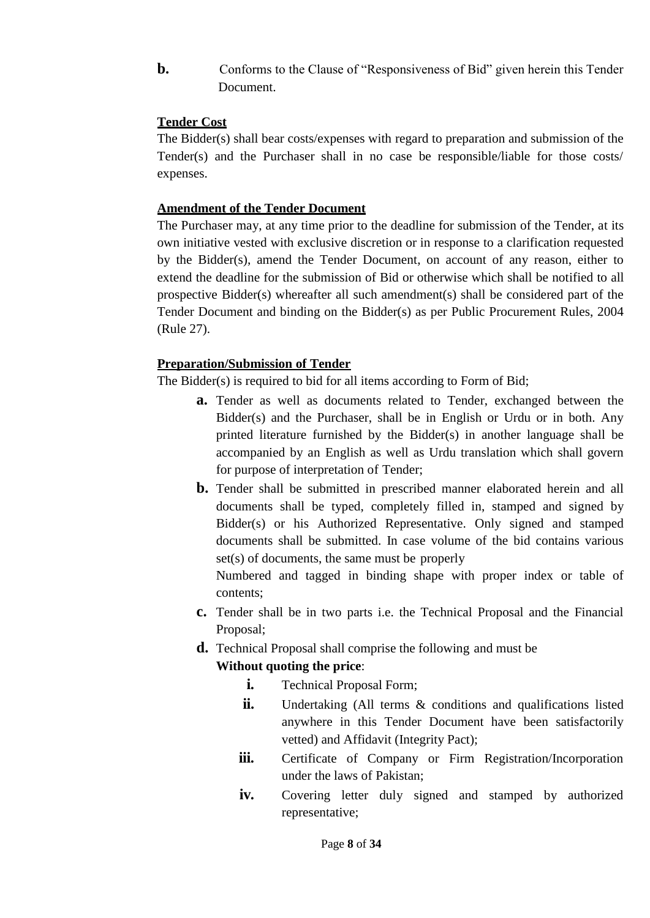**b.** Conforms to the Clause of "Responsiveness of Bid" given herein this Tender Document.

**Tender Cost**

The Bidder(s) shall bear costs/expenses with regard to preparation and submission of the Tender(s) and the Purchaser shall in no case be responsible/liable for those costs/ expenses.

**Amendment of the Tender Document**

The Purchaser may, at any time prior to the deadline for submission of the Tender, at its own initiative vested with exclusive discretion or in response to a clarification requested by the Bidder(s), amend the Tender Document, on account of any reason, either to extend the deadline for the submission of Bid or otherwise which shall be notified to all prospective Bidder(s) whereafter all such amendment(s) shall be considered part of the Tender Document and binding on the Bidder(s) as per Public Procurement Rules, 2004 (Rule 27).

**Preparation/Submission of Tender**

The Bidder(s) is required to bid for all items according to Form of Bid;

**a.** Tender as well as documents related to Tender, exchanged between the Bidder(s) and the Purchaser, shall be in English or Urdu or in both. Any printed literature furnished by the Bidder(s) in another language shall be accompanied by an English as well as Urdu translation which shall govern for purpose of interpretation of Tender;

**b.** Tender shall be submitted in prescribed manner elaborated herein and all documents shall be typed, completely filled in, stamped and signed by Bidder(s) or his Authorized Representative. Only signed and stamped documents shall be submitted. In case volume of the bid contains various set(s) of documents, the same must be properly Numbered and tagged in binding shape with proper index or table of contents;

**c.** Tender shall be in two parts i.e. the Technical Proposal and the Financial Proposal;

**d.** Technical Proposal shall comprise the following and must be **Without quoting the price**:

- **i.** Technical Proposal Form;
- **ii.** Undertaking (All terms & conditions and qualifications listed anywhere in this Tender Document have been satisfactorily vetted) and Affidavit (Integrity Pact);
- **iii.** Certificate of Company or Firm Registration/Incorporation under the laws of Pakistan;
- **iv.** Covering letter duly signed and stamped by authorized representative;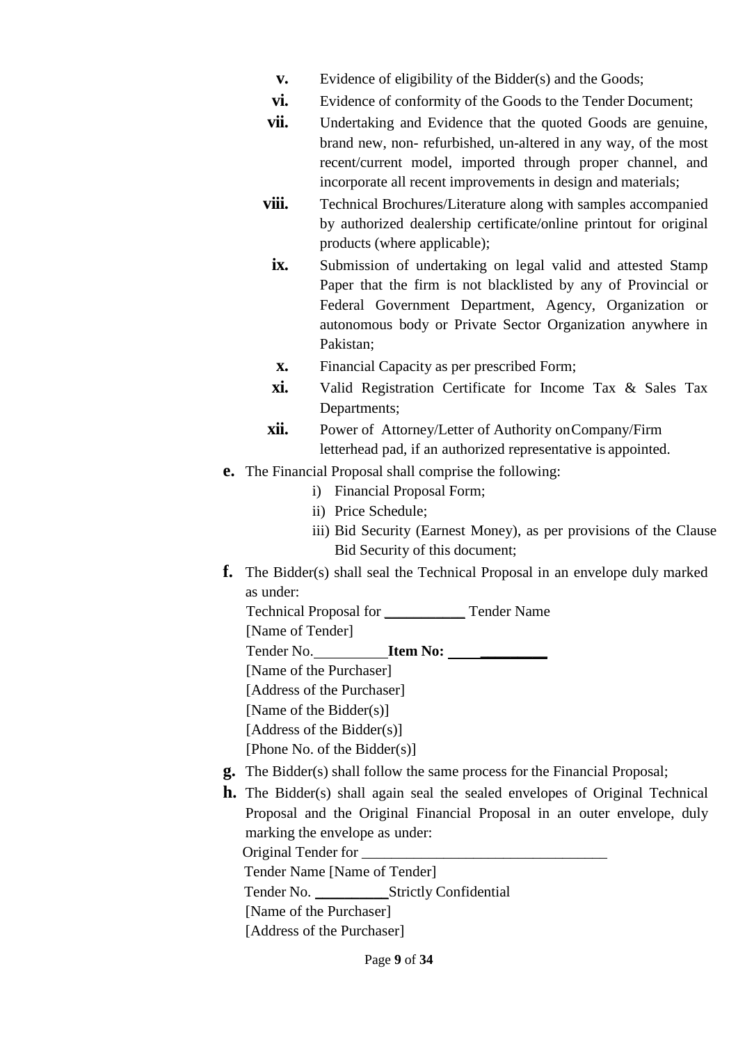- **v.** Evidence of eligibility of the Bidder(s) and the Goods;
- **vi.** Evidence of conformity of the Goods to the Tender Document;
- **vii.** Undertaking and Evidence that the quoted Goods are genuine, brand new, non- refurbished, un-altered in any way, of the most recent/current model, imported through proper channel, and incorporate all recent improvements in design and materials;
- **viii.** Technical Brochures/Literature along with samples accompanied by authorized dealership certificate/online printout for original products (where applicable);
- **ix.** Submission of undertaking on legal valid and attested Stamp Paper that the firm is not blacklisted by any of Provincial or Federal Government Department, Agency, Organization or autonomous body or Private Sector Organization anywhere in Pakistan;
- **x.** Financial Capacity as per prescribed Form;
- **xi.** Valid Registration Certificate for Income Tax & Sales Tax Departments;
- **xii.** Power of Attorney/Letter of Authority on Company/Firm letterhead pad, if an authorized representative is appointed.

**e.** The Financial Proposal shall comprise the following:

i) Financial Proposal Form;
ii) Price Schedule;
iii) Bid Security (Earnest Money), as per provisions of the Clause Bid Security of this document;

**f.** The Bidder(s) shall seal the Technical Proposal in an envelope duly marked as under:

Technical Proposal for ___________ Tender Name
[Name of Tender]
Tender No.__________ **Item No: ______________**
[Name of the Purchaser]
[Address of the Purchaser]
[Name of the Bidder(s)]
[Address of the Bidder(s)]
[Phone No. of the Bidder(s)]

**g.** The Bidder(s) shall follow the same process for the Financial Proposal;

**h.** The Bidder(s) shall again seal the sealed envelopes of Original Technical Proposal and the Original Financial Proposal in an outer envelope, duly marking the envelope as under:

Original Tender for __________________________________
Tender Name [Name of Tender]
Tender No. __________ Strictly Confidential
[Name of the Purchaser]
[Address of the Purchaser]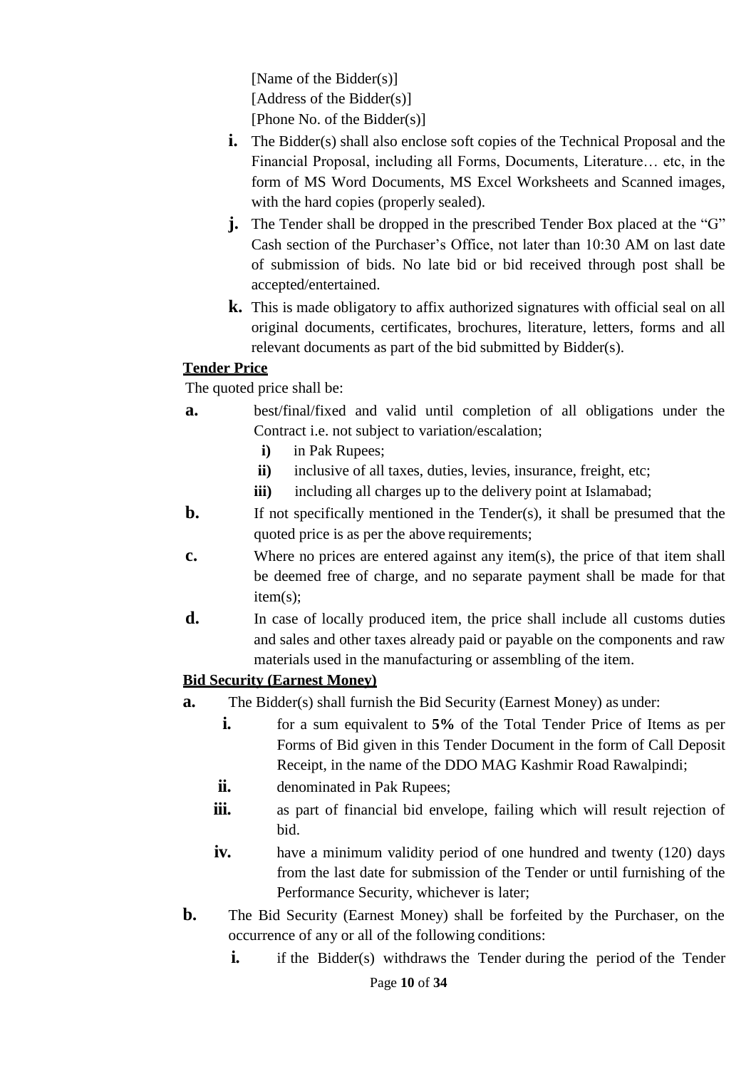[Name of the Bidder(s)]
[Address of the Bidder(s)]
[Phone No. of the Bidder(s)]

- **i.** The Bidder(s) shall also enclose soft copies of the Technical Proposal and the Financial Proposal, including all Forms, Documents, Literature… etc, in the form of MS Word Documents, MS Excel Worksheets and Scanned images, with the hard copies (properly sealed).
- **j.** The Tender shall be dropped in the prescribed Tender Box placed at the "G" Cash section of the Purchaser's Office, not later than 10:30 AM on last date of submission of bids. No late bid or bid received through post shall be accepted/entertained.
- **k.** This is made obligatory to affix authorized signatures with official seal on all original documents, certificates, brochures, literature, letters, forms and all relevant documents as part of the bid submitted by Bidder(s).

**Tender Price**

The quoted price shall be:

- **a.** best/final/fixed and valid until completion of all obligations under the Contract i.e. not subject to variation/escalation;
  - **i)** in Pak Rupees;
  - **ii)** inclusive of all taxes, duties, levies, insurance, freight, etc;
  - **iii)** including all charges up to the delivery point at Islamabad;
- **b.** If not specifically mentioned in the Tender(s), it shall be presumed that the quoted price is as per the above requirements;
- **c.** Where no prices are entered against any item(s), the price of that item shall be deemed free of charge, and no separate payment shall be made for that item(s);
- **d.** In case of locally produced item, the price shall include all customs duties and sales and other taxes already paid or payable on the components and raw materials used in the manufacturing or assembling of the item.

**Bid Security (Earnest Money)**

- **a.** The Bidder(s) shall furnish the Bid Security (Earnest Money) as under:
  - **i.** for a sum equivalent to **5%** of the Total Tender Price of Items as per Forms of Bid given in this Tender Document in the form of Call Deposit Receipt, in the name of the DDO MAG Kashmir Road Rawalpindi;
  - **ii.** denominated in Pak Rupees;
  - **iii.** as part of financial bid envelope, failing which will result rejection of bid.
  - **iv.** have a minimum validity period of one hundred and twenty (120) days from the last date for submission of the Tender or until furnishing of the Performance Security, whichever is later;
- **b.** The Bid Security (Earnest Money) shall be forfeited by the Purchaser, on the occurrence of any or all of the following conditions:
  - **i.** if the Bidder(s) withdraws the Tender during the period of the Tender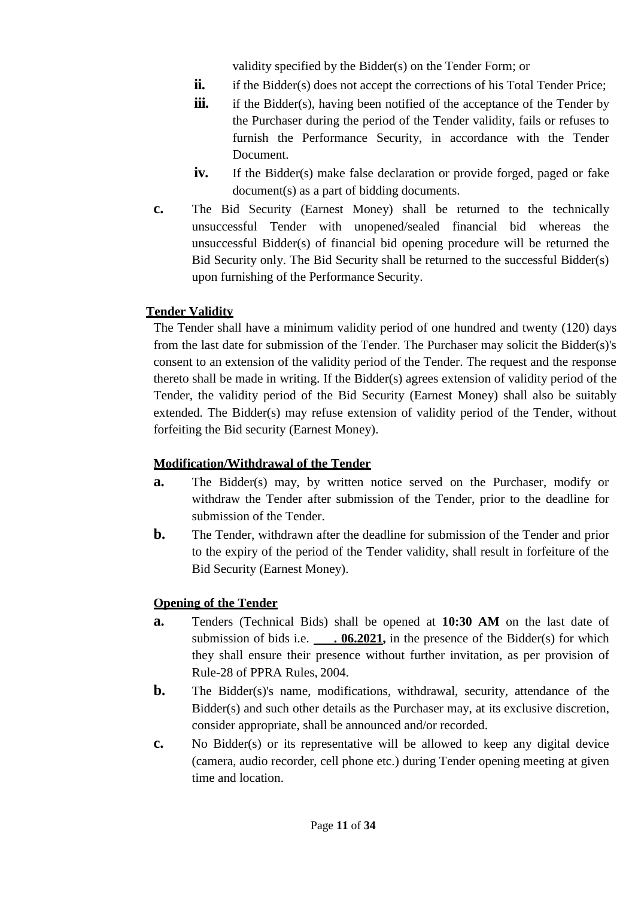validity specified by the Bidder(s) on the Tender Form; or

ii. if the Bidder(s) does not accept the corrections of his Total Tender Price;

iii. if the Bidder(s), having been notified of the acceptance of the Tender by the Purchaser during the period of the Tender validity, fails or refuses to furnish the Performance Security, in accordance with the Tender Document.

iv. If the Bidder(s) make false declaration or provide forged, paged or fake document(s) as a part of bidding documents.

**c.** The Bid Security (Earnest Money) shall be returned to the technically unsuccessful Tender with unopened/sealed financial bid whereas the unsuccessful Bidder(s) of financial bid opening procedure will be returned the Bid Security only. The Bid Security shall be returned to the successful Bidder(s) upon furnishing of the Performance Security.

**Tender Validity**

The Tender shall have a minimum validity period of one hundred and twenty (120) days from the last date for submission of the Tender. The Purchaser may solicit the Bidder(s)'s consent to an extension of the validity period of the Tender. The request and the response thereto shall be made in writing. If the Bidder(s) agrees extension of validity period of the Tender, the validity period of the Bid Security (Earnest Money) shall also be suitably extended. The Bidder(s) may refuse extension of validity period of the Tender, without forfeiting the Bid security (Earnest Money).

**Modification/Withdrawal of the Tender**

**a.** The Bidder(s) may, by written notice served on the Purchaser, modify or withdraw the Tender after submission of the Tender, prior to the deadline for submission of the Tender.

**b.** The Tender, withdrawn after the deadline for submission of the Tender and prior to the expiry of the period of the Tender validity, shall result in forfeiture of the Bid Security (Earnest Money).

**Opening of the Tender**

**a.** Tenders (Technical Bids) shall be opened at **10:30 AM** on the last date of submission of bids i.e. **___. 06.2021,** in the presence of the Bidder(s) for which they shall ensure their presence without further invitation, as per provision of Rule-28 of PPRA Rules, 2004.

**b.** The Bidder(s)'s name, modifications, withdrawal, security, attendance of the Bidder(s) and such other details as the Purchaser may, at its exclusive discretion, consider appropriate, shall be announced and/or recorded.

**c.** No Bidder(s) or its representative will be allowed to keep any digital device (camera, audio recorder, cell phone etc.) during Tender opening meeting at given time and location.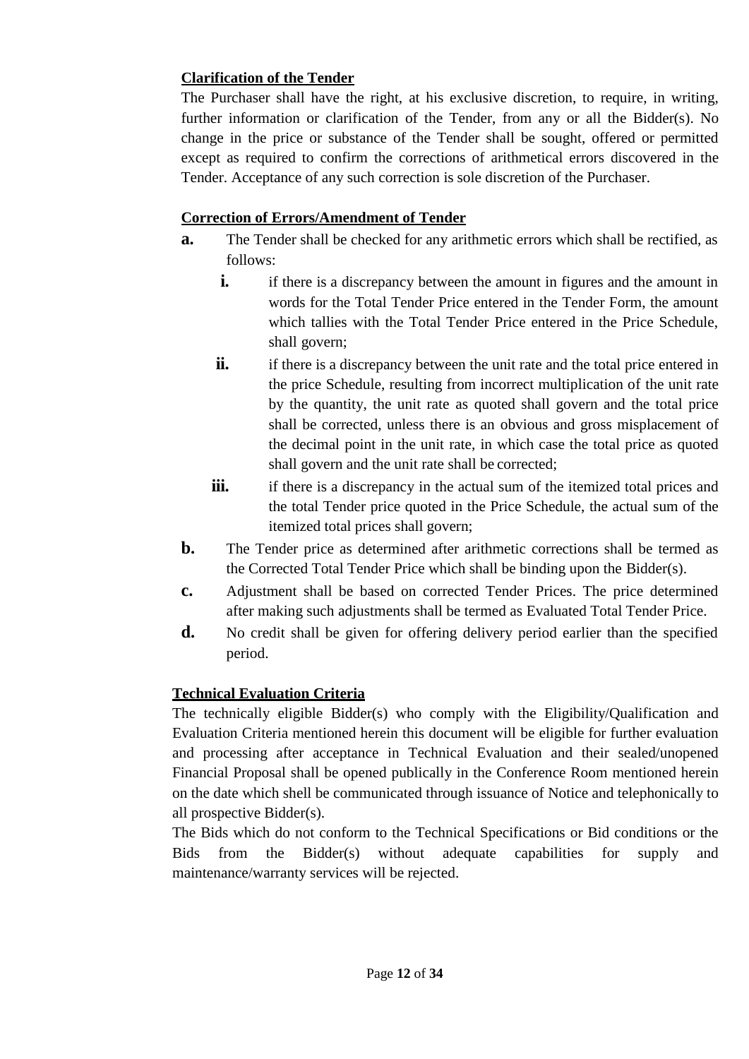**Clarification of the Tender**

The Purchaser shall have the right, at his exclusive discretion, to require, in writing, further information or clarification of the Tender, from any or all the Bidder(s). No change in the price or substance of the Tender shall be sought, offered or permitted except as required to confirm the corrections of arithmetical errors discovered in the Tender. Acceptance of any such correction is sole discretion of the Purchaser.

**Correction of Errors/Amendment of Tender**

- **a.** The Tender shall be checked for any arithmetic errors which shall be rectified, as follows:
  - **i.** if there is a discrepancy between the amount in figures and the amount in words for the Total Tender Price entered in the Tender Form, the amount which tallies with the Total Tender Price entered in the Price Schedule, shall govern;
  - **ii.** if there is a discrepancy between the unit rate and the total price entered in the price Schedule, resulting from incorrect multiplication of the unit rate by the quantity, the unit rate as quoted shall govern and the total price shall be corrected, unless there is an obvious and gross misplacement of the decimal point in the unit rate, in which case the total price as quoted shall govern and the unit rate shall be corrected;
  - **iii.** if there is a discrepancy in the actual sum of the itemized total prices and the total Tender price quoted in the Price Schedule, the actual sum of the itemized total prices shall govern;
- **b.** The Tender price as determined after arithmetic corrections shall be termed as the Corrected Total Tender Price which shall be binding upon the Bidder(s).
- **c.** Adjustment shall be based on corrected Tender Prices. The price determined after making such adjustments shall be termed as Evaluated Total Tender Price.
- **d.** No credit shall be given for offering delivery period earlier than the specified period.

**Technical Evaluation Criteria**

The technically eligible Bidder(s) who comply with the Eligibility/Qualification and Evaluation Criteria mentioned herein this document will be eligible for further evaluation and processing after acceptance in Technical Evaluation and their sealed/unopened Financial Proposal shall be opened publically in the Conference Room mentioned herein on the date which shell be communicated through issuance of Notice and telephonically to all prospective Bidder(s).

The Bids which do not conform to the Technical Specifications or Bid conditions or the Bids from the Bidder(s) without adequate capabilities for supply and maintenance/warranty services will be rejected.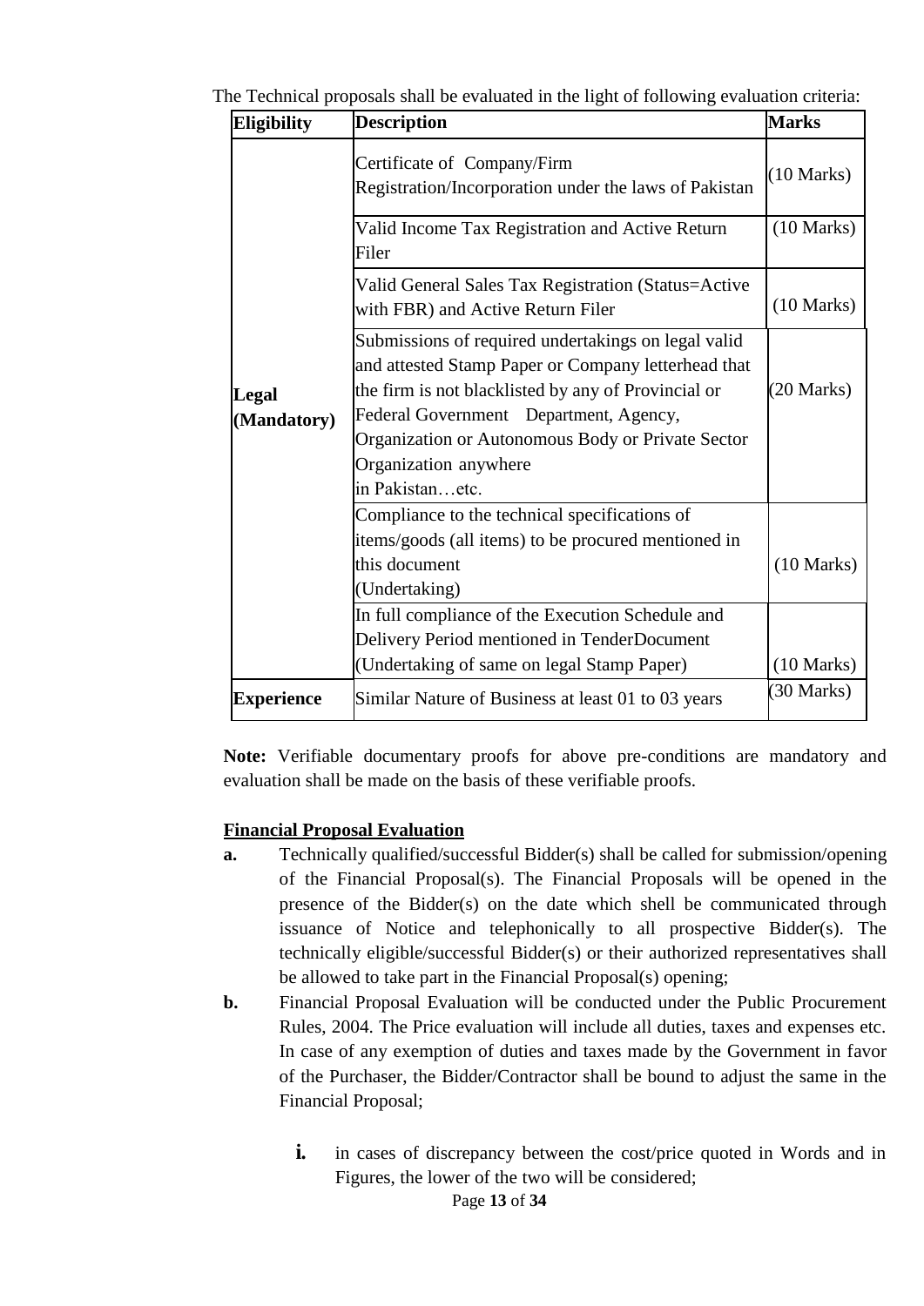The Technical proposals shall be evaluated in the light of following evaluation criteria:

| Eligibility | Description | Marks |
|---|---|---|
| Legal (Mandatory) | Certificate of Company/Firm Registration/Incorporation under the laws of Pakistan | (10 Marks) |
| | Valid Income Tax Registration and Active Return Filer | (10 Marks) |
| | Valid General Sales Tax Registration (Status=Active with FBR) and Active Return Filer | (10 Marks) |
| | Submissions of required undertakings on legal valid and attested Stamp Paper or Company letterhead that the firm is not blacklisted by any of Provincial or Federal Government Department, Agency, Organization or Autonomous Body or Private Sector Organization anywhere in Pakistan…etc. | (20 Marks) |
| | Compliance to the technical specifications of items/goods (all items) to be procured mentioned in this document (Undertaking) | (10 Marks) |
| | In full compliance of the Execution Schedule and Delivery Period mentioned in TenderDocument (Undertaking of same on legal Stamp Paper) | (10 Marks) |
| Experience | Similar Nature of Business at least 01 to 03 years | (30 Marks) |

**Note:** Verifiable documentary proofs for above pre-conditions are mandatory and evaluation shall be made on the basis of these verifiable proofs.

**Financial Proposal Evaluation**

**a.** Technically qualified/successful Bidder(s) shall be called for submission/opening of the Financial Proposal(s). The Financial Proposals will be opened in the presence of the Bidder(s) on the date which shell be communicated through issuance of Notice and telephonically to all prospective Bidder(s). The technically eligible/successful Bidder(s) or their authorized representatives shall be allowed to take part in the Financial Proposal(s) opening;

**b.** Financial Proposal Evaluation will be conducted under the Public Procurement Rules, 2004. The Price evaluation will include all duties, taxes and expenses etc. In case of any exemption of duties and taxes made by the Government in favor of the Purchaser, the Bidder/Contractor shall be bound to adjust the same in the Financial Proposal;

   **i.** in cases of discrepancy between the cost/price quoted in Words and in Figures, the lower of the two will be considered;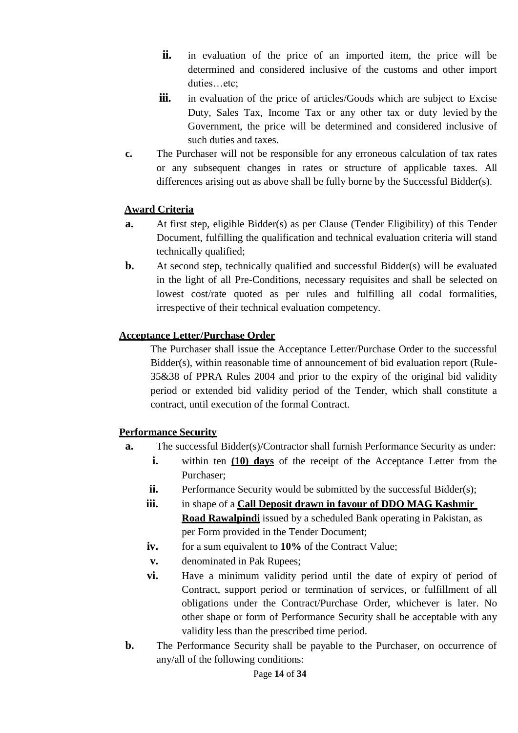ii. in evaluation of the price of an imported item, the price will be determined and considered inclusive of the customs and other import duties…etc;

iii. in evaluation of the price of articles/Goods which are subject to Excise Duty, Sales Tax, Income Tax or any other tax or duty levied by the Government, the price will be determined and considered inclusive of such duties and taxes.

c. The Purchaser will not be responsible for any erroneous calculation of tax rates or any subsequent changes in rates or structure of applicable taxes. All differences arising out as above shall be fully borne by the Successful Bidder(s).

**Award Criteria**

a. At first step, eligible Bidder(s) as per Clause (Tender Eligibility) of this Tender Document, fulfilling the qualification and technical evaluation criteria will stand technically qualified;

b. At second step, technically qualified and successful Bidder(s) will be evaluated in the light of all Pre-Conditions, necessary requisites and shall be selected on lowest cost/rate quoted as per rules and fulfilling all codal formalities, irrespective of their technical evaluation competency.

**Acceptance Letter/Purchase Order**

The Purchaser shall issue the Acceptance Letter/Purchase Order to the successful Bidder(s), within reasonable time of announcement of bid evaluation report (Rule-35&38 of PPRA Rules 2004 and prior to the expiry of the original bid validity period or extended bid validity period of the Tender, which shall constitute a contract, until execution of the formal Contract.

**Performance Security**

a. The successful Bidder(s)/Contractor shall furnish Performance Security as under:

   i. within ten **(10) days** of the receipt of the Acceptance Letter from the Purchaser;

   ii. Performance Security would be submitted by the successful Bidder(s);

   iii. in shape of a **Call Deposit drawn in favour of DDO MAG Kashmir Road Rawalpindi** issued by a scheduled Bank operating in Pakistan, as per Form provided in the Tender Document;

   iv. for a sum equivalent to **10%** of the Contract Value;

   v. denominated in Pak Rupees;

   vi. Have a minimum validity period until the date of expiry of period of Contract, support period or termination of services, or fulfillment of all obligations under the Contract/Purchase Order, whichever is later. No other shape or form of Performance Security shall be acceptable with any validity less than the prescribed time period.

b. The Performance Security shall be payable to the Purchaser, on occurrence of any/all of the following conditions: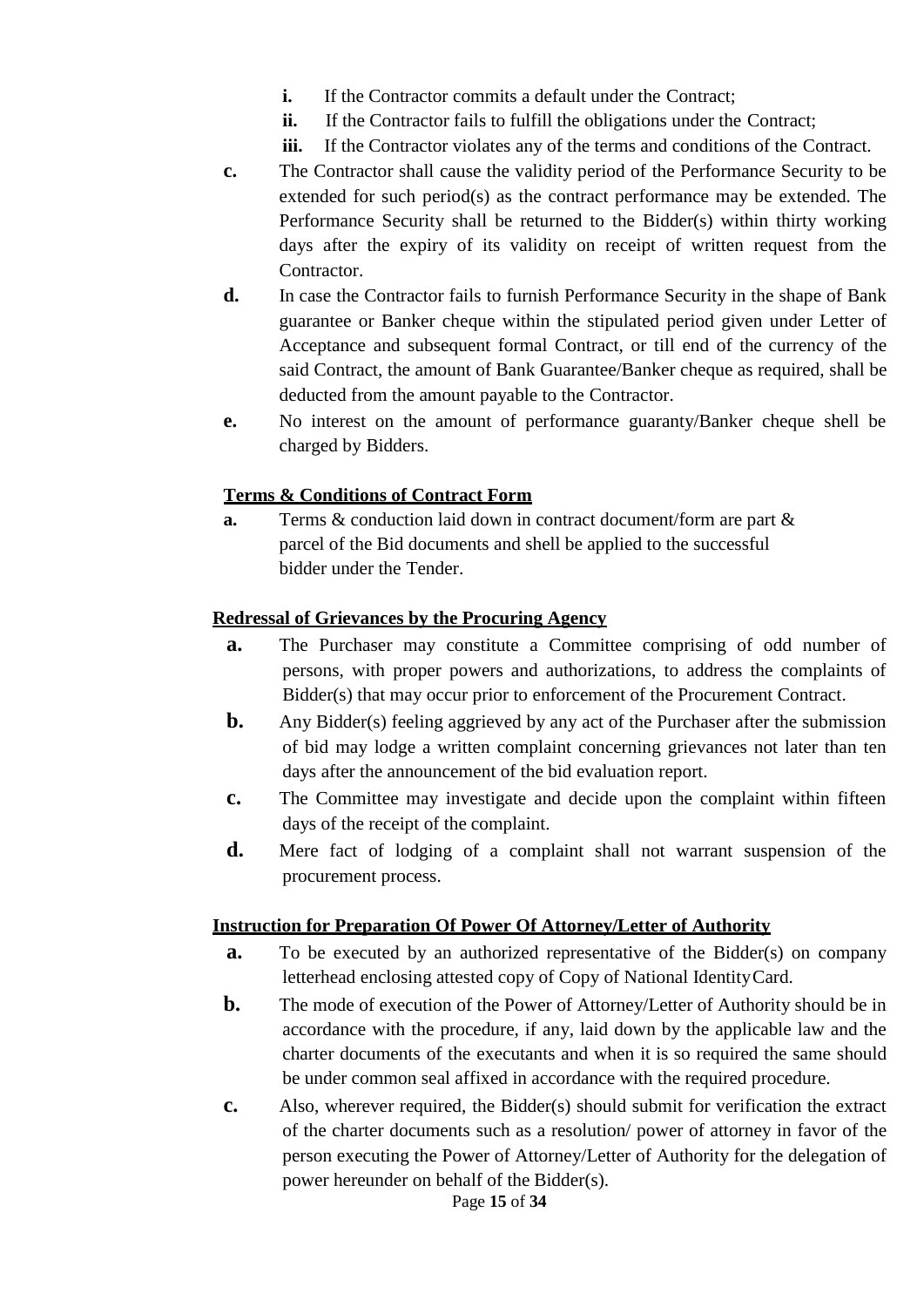i. If the Contractor commits a default under the Contract;
ii. If the Contractor fails to fulfill the obligations under the Contract;
iii. If the Contractor violates any of the terms and conditions of the Contract.

**c.** The Contractor shall cause the validity period of the Performance Security to be extended for such period(s) as the contract performance may be extended. The Performance Security shall be returned to the Bidder(s) within thirty working days after the expiry of its validity on receipt of written request from the Contractor.

**d.** In case the Contractor fails to furnish Performance Security in the shape of Bank guarantee or Banker cheque within the stipulated period given under Letter of Acceptance and subsequent formal Contract, or till end of the currency of the said Contract, the amount of Bank Guarantee/Banker cheque as required, shall be deducted from the amount payable to the Contractor.

**e.** No interest on the amount of performance guaranty/Banker cheque shell be charged by Bidders.

**Terms & Conditions of Contract Form**

**a.** Terms & conduction laid down in contract document/form are part & parcel of the Bid documents and shell be applied to the successful bidder under the Tender.

**Redressal of Grievances by the Procuring Agency**

**a.** The Purchaser may constitute a Committee comprising of odd number of persons, with proper powers and authorizations, to address the complaints of Bidder(s) that may occur prior to enforcement of the Procurement Contract.

**b.** Any Bidder(s) feeling aggrieved by any act of the Purchaser after the submission of bid may lodge a written complaint concerning grievances not later than ten days after the announcement of the bid evaluation report.

**c.** The Committee may investigate and decide upon the complaint within fifteen days of the receipt of the complaint.

**d.** Mere fact of lodging of a complaint shall not warrant suspension of the procurement process.

**Instruction for Preparation Of Power Of Attorney/Letter of Authority**

**a.** To be executed by an authorized representative of the Bidder(s) on company letterhead enclosing attested copy of Copy of National Identity Card.

**b.** The mode of execution of the Power of Attorney/Letter of Authority should be in accordance with the procedure, if any, laid down by the applicable law and the charter documents of the executants and when it is so required the same should be under common seal affixed in accordance with the required procedure.

**c.** Also, wherever required, the Bidder(s) should submit for verification the extract of the charter documents such as a resolution/ power of attorney in favor of the person executing the Power of Attorney/Letter of Authority for the delegation of power hereunder on behalf of the Bidder(s).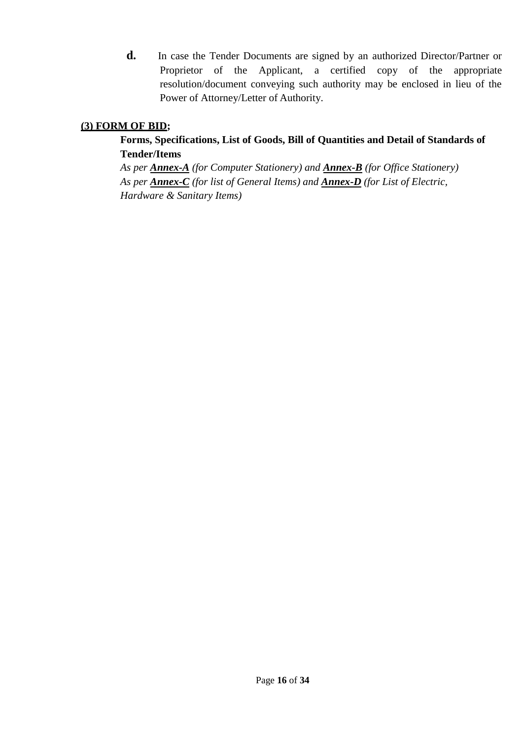**d.** In case the Tender Documents are signed by an authorized Director/Partner or Proprietor of the Applicant, a certified copy of the appropriate resolution/document conveying such authority may be enclosed in lieu of the Power of Attorney/Letter of Authority.

**<u>(3) FORM OF BID</u>;**

**Forms, Specifications, List of Goods, Bill of Quantities and Detail of Standards of Tender/Items**

*As per **<u>Annex-A</u>** (for Computer Stationery) and **<u>Annex-B</u>** (for Office Stationery)*
*As per **<u>Annex-C</u>** (for list of General Items) and **<u>Annex-D</u>** (for List of Electric, Hardware & Sanitary Items)*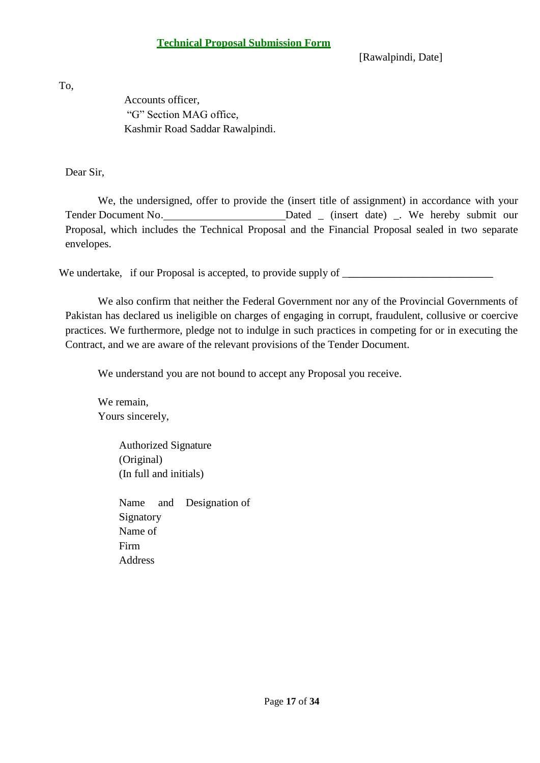## Technical Proposal Submission Form

[Rawalpindi, Date]

To,

Accounts officer,
"G" Section MAG office,
Kashmir Road Saddar Rawalpindi.

Dear Sir,

We, the undersigned, offer to provide the (insert title of assignment) in accordance with your Tender Document No.______________________Dated _ (insert date) _. We hereby submit our Proposal, which includes the Technical Proposal and the Financial Proposal sealed in two separate envelopes.

We undertake, if our Proposal is accepted, to provide supply of ___________________________

We also confirm that neither the Federal Government nor any of the Provincial Governments of Pakistan has declared us ineligible on charges of engaging in corrupt, fraudulent, collusive or coercive practices. We furthermore, pledge not to indulge in such practices in competing for or in executing the Contract, and we are aware of the relevant provisions of the Tender Document.

We understand you are not bound to accept any Proposal you receive.

We remain,
Yours sincerely,

Authorized Signature
(Original)
(In full and initials)

Name and Designation of Signatory
Name of Firm
Address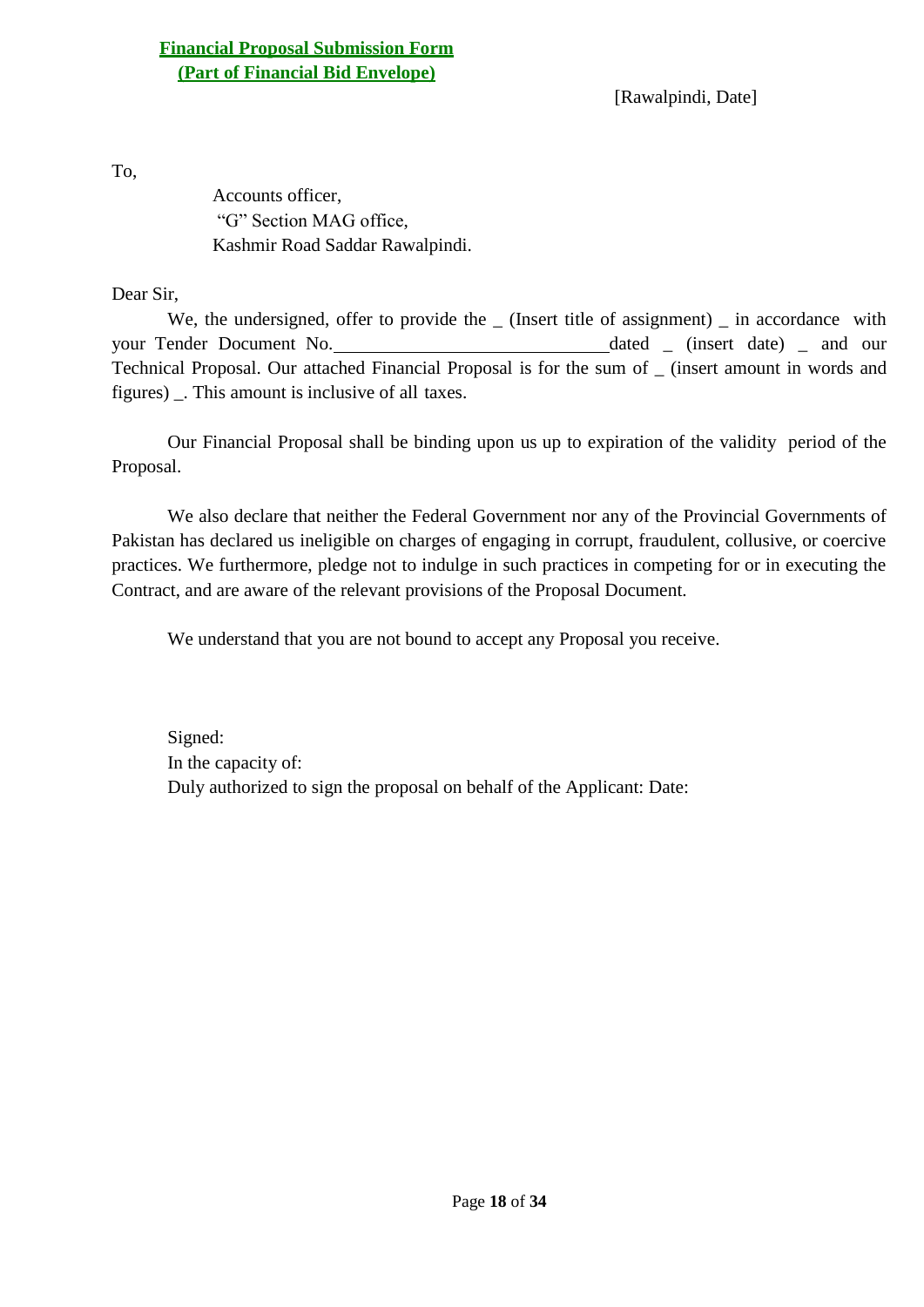**Financial Proposal Submission Form**
**(Part of Financial Bid Envelope)**

[Rawalpindi, Date]

To,

Accounts officer,
"G" Section MAG office,
Kashmir Road Saddar Rawalpindi.

Dear Sir,

We, the undersigned, offer to provide the _ (Insert title of assignment) _ in accordance with your Tender Document No.______________________________dated _ (insert date) _ and our Technical Proposal. Our attached Financial Proposal is for the sum of _ (insert amount in words and figures) _. This amount is inclusive of all taxes.

Our Financial Proposal shall be binding upon us up to expiration of the validity period of the Proposal.

We also declare that neither the Federal Government nor any of the Provincial Governments of Pakistan has declared us ineligible on charges of engaging in corrupt, fraudulent, collusive, or coercive practices. We furthermore, pledge not to indulge in such practices in competing for or in executing the Contract, and are aware of the relevant provisions of the Proposal Document.

We understand that you are not bound to accept any Proposal you receive.

Signed:
In the capacity of:
Duly authorized to sign the proposal on behalf of the Applicant: Date: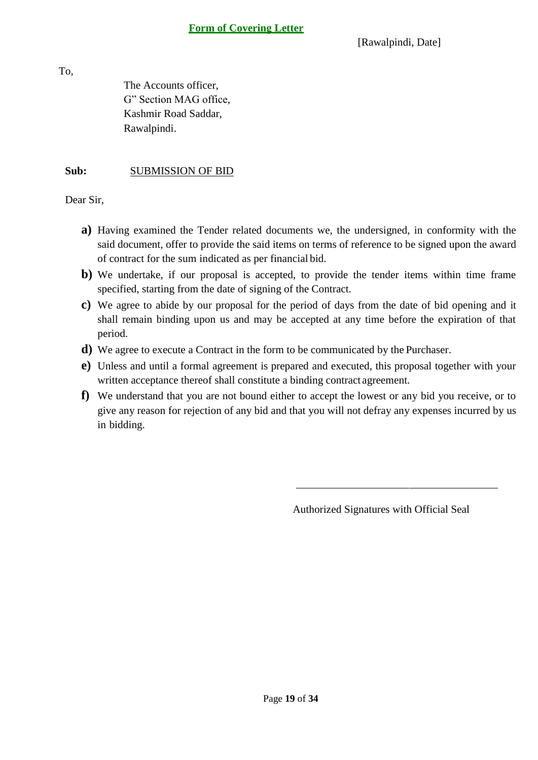## Form of Covering Letter

[Rawalpindi, Date]

To,

The Accounts officer,
G" Section MAG office,
Kashmir Road Saddar,
Rawalpindi.

**Sub:** SUBMISSION OF BID

Dear Sir,

**a)** Having examined the Tender related documents we, the undersigned, in conformity with the said document, offer to provide the said items on terms of reference to be signed upon the award of contract for the sum indicated as per financial bid.

**b)** We undertake, if our proposal is accepted, to provide the tender items within time frame specified, starting from the date of signing of the Contract.

**c)** We agree to abide by our proposal for the period of days from the date of bid opening and it shall remain binding upon us and may be accepted at any time before the expiration of that period.

**d)** We agree to execute a Contract in the form to be communicated by the Purchaser.

**e)** Unless and until a formal agreement is prepared and executed, this proposal together with your written acceptance thereof shall constitute a binding contract agreement.

**f)** We understand that you are not bound either to accept the lowest or any bid you receive, or to give any reason for rejection of any bid and that you will not defray any expenses incurred by us in bidding.

______________________________________

Authorized Signatures with Official Seal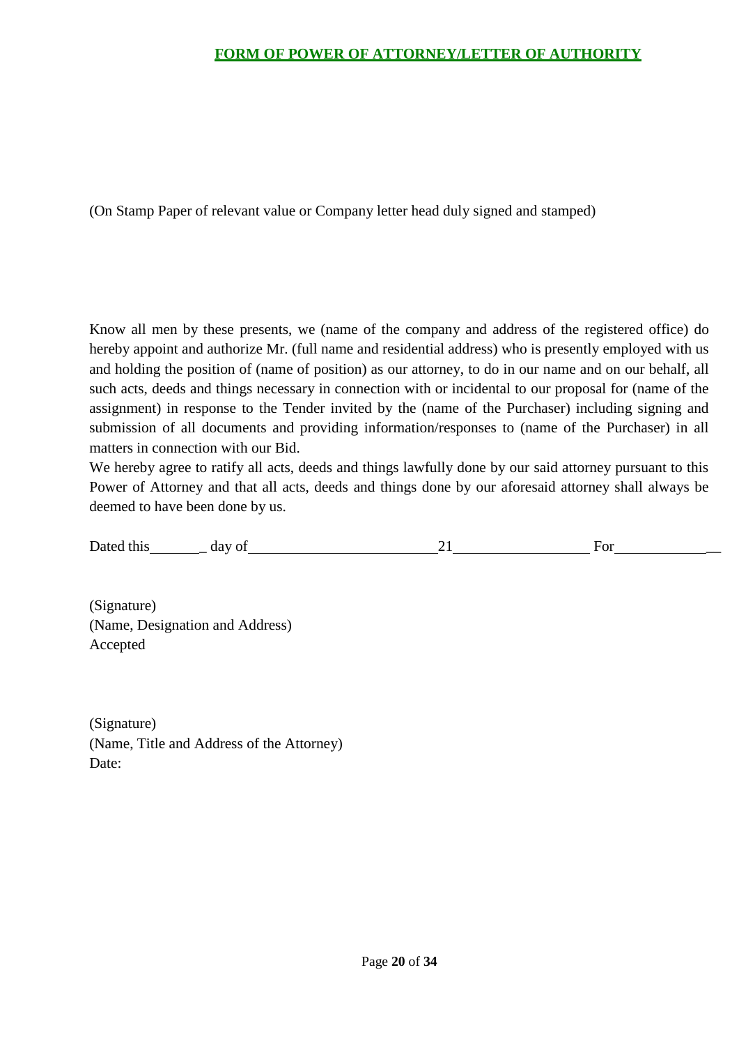## FORM OF POWER OF ATTORNEY/LETTER OF AUTHORITY

(On Stamp Paper of relevant value or Company letter head duly signed and stamped)

Know all men by these presents, we (name of the company and address of the registered office) do hereby appoint and authorize Mr. (full name and residential address) who is presently employed with us and holding the position of (name of position) as our attorney, to do in our name and on our behalf, all such acts, deeds and things necessary in connection with or incidental to our proposal for (name of the assignment) in response to the Tender invited by the (name of the Purchaser) including signing and submission of all documents and providing information/responses to (name of the Purchaser) in all matters in connection with our Bid.

We hereby agree to ratify all acts, deeds and things lawfully done by our said attorney pursuant to this Power of Attorney and that all acts, deeds and things done by our aforesaid attorney shall always be deemed to have been done by us.

Dated this________ day of__________________________21__________________ For______________

(Signature)
(Name, Designation and Address)
Accepted

(Signature)
(Name, Title and Address of the Attorney)
Date: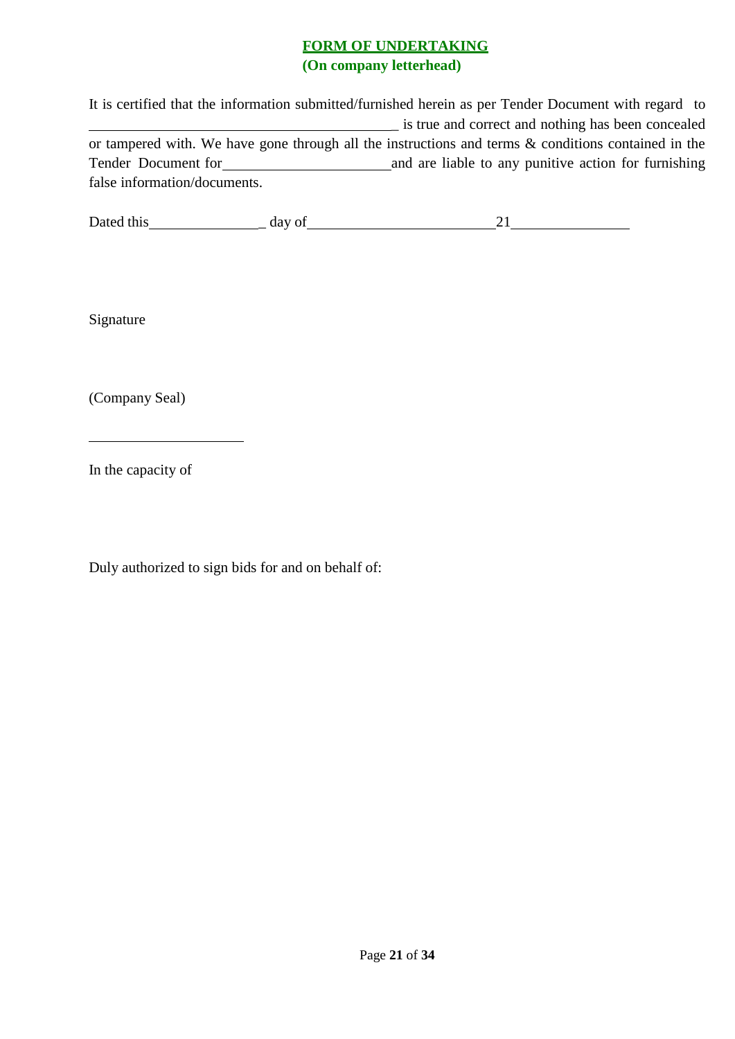**FORM OF UNDERTAKING**
**(On company letterhead)**

It is certified that the information submitted/furnished herein as per Tender Document with regard to ____________________________________________ is true and correct and nothing has been concealed or tampered with. We have gone through all the instructions and terms & conditions contained in the Tender Document for ________________________ and are liable to any punitive action for furnishing false information/documents.

Dated this ________________ day of ___________________________ 21 ________________

Signature

(Company Seal)

______________________

In the capacity of

Duly authorized to sign bids for and on behalf of: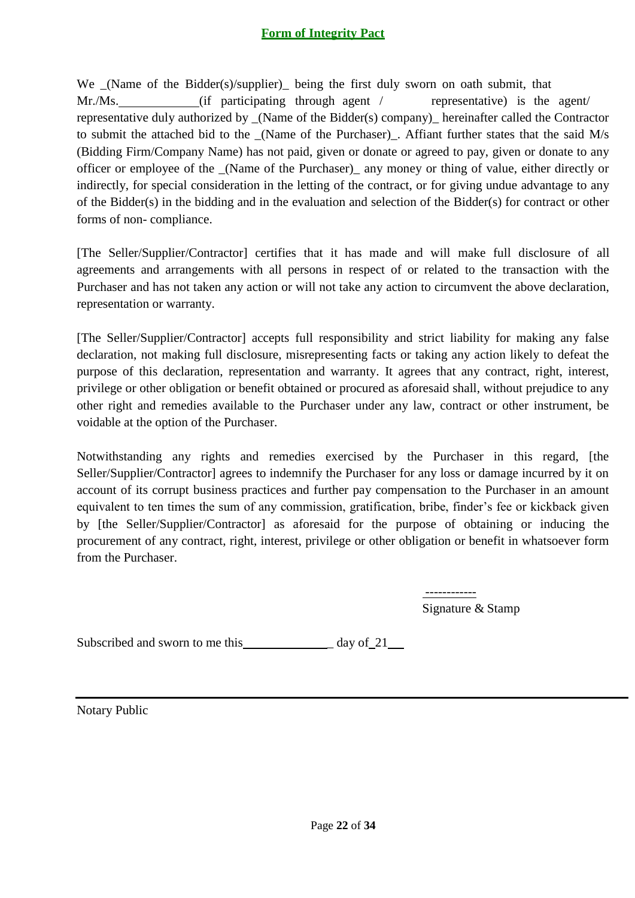## Form of Integrity Pact

We _(Name of the Bidder(s)/supplier)_ being the first duly sworn on oath submit, that Mr./Ms.\_\_\_\_\_\_\_\_\_\_\_\_(if participating through agent / representative) is the agent/ representative duly authorized by _(Name of the Bidder(s) company)_ hereinafter called the Contractor to submit the attached bid to the _(Name of the Purchaser)_. Affiant further states that the said M/s (Bidding Firm/Company Name) has not paid, given or donate or agreed to pay, given or donate to any officer or employee of the _(Name of the Purchaser)_ any money or thing of value, either directly or indirectly, for special consideration in the letting of the contract, or for giving undue advantage to any of the Bidder(s) in the bidding and in the evaluation and selection of the Bidder(s) for contract or other forms of non- compliance.

[The Seller/Supplier/Contractor] certifies that it has made and will make full disclosure of all agreements and arrangements with all persons in respect of or related to the transaction with the Purchaser and has not taken any action or will not take any action to circumvent the above declaration, representation or warranty.

[The Seller/Supplier/Contractor] accepts full responsibility and strict liability for making any false declaration, not making full disclosure, misrepresenting facts or taking any action likely to defeat the purpose of this declaration, representation and warranty. It agrees that any contract, right, interest, privilege or other obligation or benefit obtained or procured as aforesaid shall, without prejudice to any other right and remedies available to the Purchaser under any law, contract or other instrument, be voidable at the option of the Purchaser.

Notwithstanding any rights and remedies exercised by the Purchaser in this regard, [the Seller/Supplier/Contractor] agrees to indemnify the Purchaser for any loss or damage incurred by it on account of its corrupt business practices and further pay compensation to the Purchaser in an amount equivalent to ten times the sum of any commission, gratification, bribe, finder's fee or kickback given by [the Seller/Supplier/Contractor] as aforesaid for the purpose of obtaining or inducing the procurement of any contract, right, interest, privilege or other obligation or benefit in whatsoever form from the Purchaser.

------------

Signature & Stamp

Subscribed and sworn to me this\_\_\_\_\_\_\_\_\_\_\_\_\_\_\_ day of 21\_\_

Notary Public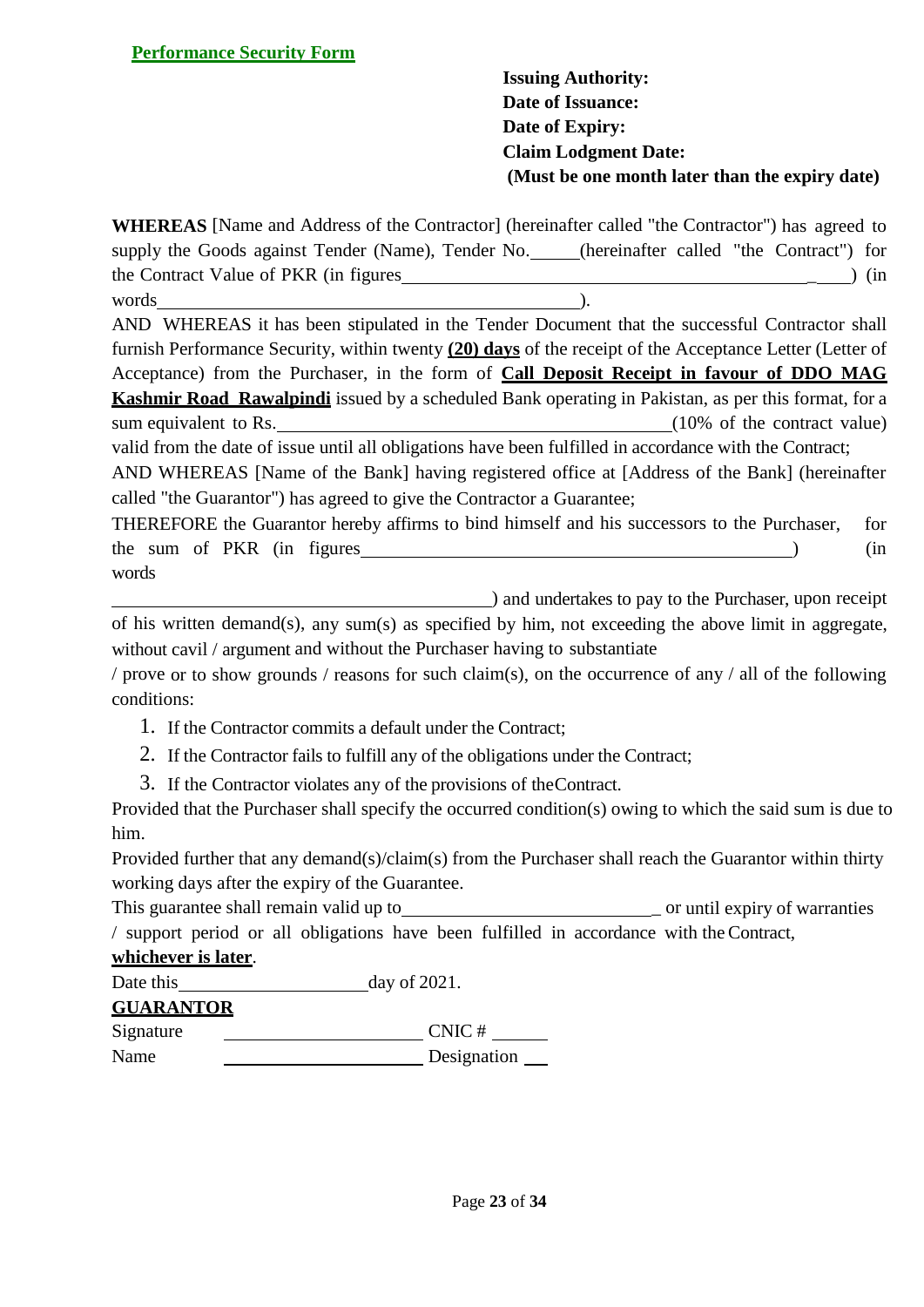## Performance Security Form

**Issuing Authority:**
**Date of Issuance:**
**Date of Expiry:**
**Claim Lodgment Date:**
**(Must be one month later than the expiry date)**

**WHEREAS** [Name and Address of the Contractor] (hereinafter called "the Contractor") has agreed to supply the Goods against Tender (Name), Tender No.\_\_\_\_\_(hereinafter called "the Contract") for the Contract Value of PKR (in figures\_\_\_\_\_\_\_\_\_\_\_\_\_\_\_\_\_\_\_\_\_\_\_\_\_\_\_\_\_\_\_\_\_\_\_\_\_\_\_\_\_\_\_\_\_\_) (in words\_\_\_\_\_\_\_\_\_\_\_\_\_\_\_\_\_\_\_\_\_\_\_\_\_\_\_\_\_\_\_\_\_\_\_\_\_\_\_\_\_\_\_\_).

AND WHEREAS it has been stipulated in the Tender Document that the successful Contractor shall furnish Performance Security, within twenty **(20) days** of the receipt of the Acceptance Letter (Letter of Acceptance) from the Purchaser, in the form of **Call Deposit Receipt in favour of DDO MAG Kashmir Road Rawalpindi** issued by a scheduled Bank operating in Pakistan, as per this format, for a sum equivalent to Rs.\_\_\_\_\_\_\_\_\_\_\_\_\_\_\_\_\_\_\_\_\_\_\_\_\_\_\_\_\_\_\_\_\_\_\_\_\_\_\_\_\_\_(10% of the contract value) valid from the date of issue until all obligations have been fulfilled in accordance with the Contract;

AND WHEREAS [Name of the Bank] having registered office at [Address of the Bank] (hereinafter called "the Guarantor") has agreed to give the Contractor a Guarantee;

THEREFORE the Guarantor hereby affirms to bind himself and his successors to the Purchaser, for the sum of PKR (in figures\_\_\_\_\_\_\_\_\_\_\_\_\_\_\_\_\_\_\_\_\_\_\_\_\_\_\_\_\_\_\_\_\_\_\_\_\_\_\_\_\_\_\_\_\_) (in words \_\_\_\_\_\_\_\_\_\_\_\_\_\_\_\_\_\_\_\_\_\_\_\_\_\_\_\_\_\_\_\_\_\_\_\_\_\_\_\_\_) and undertakes to pay to the Purchaser, upon receipt of his written demand(s), any sum(s) as specified by him, not exceeding the above limit in aggregate, without cavil / argument and without the Purchaser having to substantiate / prove or to show grounds / reasons for such claim(s), on the occurrence of any / all of the following conditions:

1. If the Contractor commits a default under the Contract;
2. If the Contractor fails to fulfill any of the obligations under the Contract;
3. If the Contractor violates any of the provisions of the Contract.

Provided that the Purchaser shall specify the occurred condition(s) owing to which the said sum is due to him.

Provided further that any demand(s)/claim(s) from the Purchaser shall reach the Guarantor within thirty working days after the expiry of the Guarantee.

This guarantee shall remain valid up to\_\_\_\_\_\_\_\_\_\_\_\_\_\_\_\_\_\_\_\_\_\_\_\_\_\_\_ or until expiry of warranties / support period or all obligations have been fulfilled in accordance with the Contract, **whichever is later**.

Date this\_\_\_\_\_\_\_\_\_\_\_\_\_\_\_\_\_\_\_\_day of 2021.

**GUARANTOR**

Signature \_\_\_\_\_\_\_\_\_\_\_\_\_\_\_\_\_\_\_\_\_\_ CNIC # \_\_\_\_\_\_

Name \_\_\_\_\_\_\_\_\_\_\_\_\_\_\_\_\_\_\_\_\_\_ Designation \_\_\_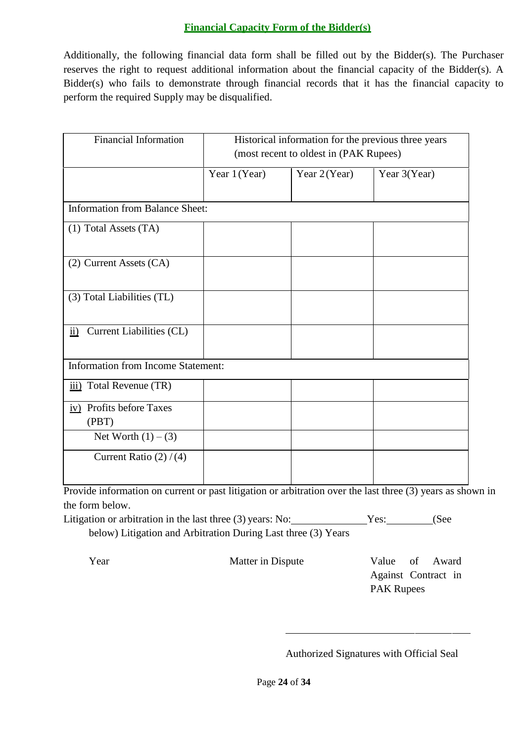## **Financial Capacity Form of the Bidder(s)**

Additionally, the following financial data form shall be filled out by the Bidder(s). The Purchaser reserves the right to request additional information about the financial capacity of the Bidder(s). A Bidder(s) who fails to demonstrate through financial records that it has the financial capacity to perform the required Supply may be disqualified.

| Financial Information | Historical information for the previous three years (most recent to oldest in (PAK Rupees) | | |
|---|---|---|---|
| | Year 1 (Year) | Year 2 (Year) | Year 3(Year) |
| Information from Balance Sheet: | | | |
| (1) Total Assets (TA) | | | |
| (2) Current Assets (CA) | | | |
| (3) Total Liabilities (TL) | | | |
| ii) Current Liabilities (CL) | | | |
| Information from Income Statement: | | | |
| iii) Total Revenue (TR) | | | |
| iv) Profits before Taxes (PBT) | | | |
| Net Worth (1) – (3) | | | |
| Current Ratio (2) / (4) | | | |

Provide information on current or past litigation or arbitration over the last three (3) years as shown in the form below.

Litigation or arbitration in the last three (3) years: No:______________Yes:_________(See below) Litigation and Arbitration During Last three (3) Years

| Year | Matter in Dispute | Value of Award Against Contract in PAK Rupees |
|---|---|---|

___________________________________

Authorized Signatures with Official Seal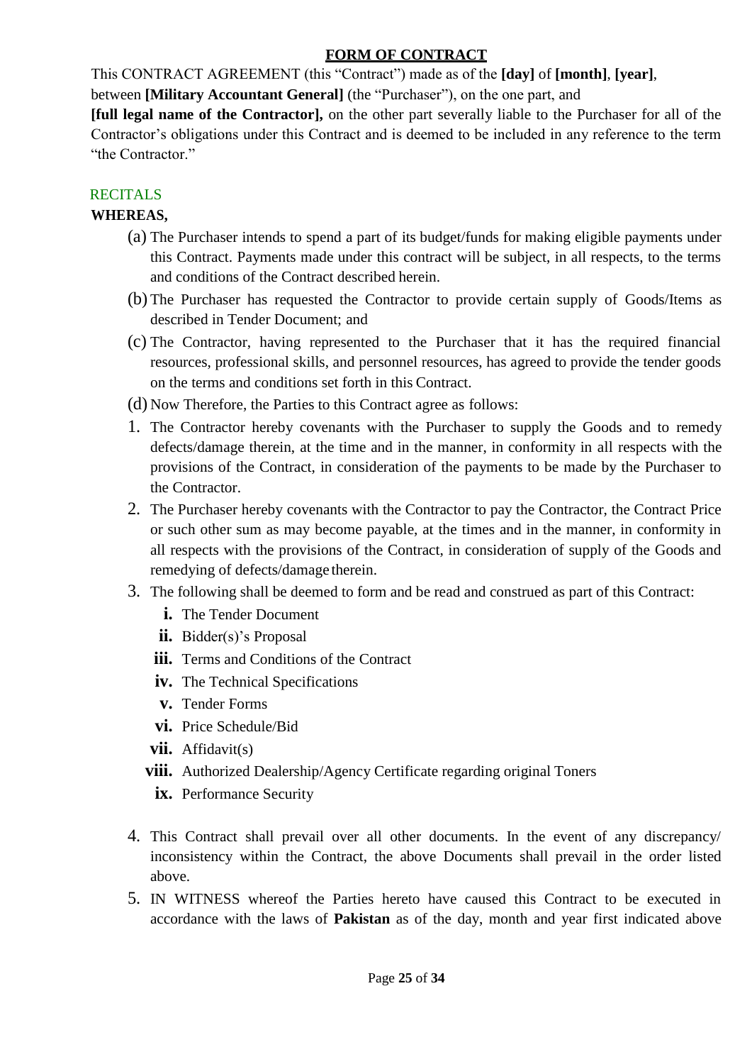# FORM OF CONTRACT

This CONTRACT AGREEMENT (this "Contract") made as of the **[day]** of **[month]**, **[year]**, between **[Military Accountant General]** (the "Purchaser"), on the one part, and **[full legal name of the Contractor],** on the other part severally liable to the Purchaser for all of the Contractor's obligations under this Contract and is deemed to be included in any reference to the term "the Contractor."

## RECITALS

**WHEREAS,**

(a) The Purchaser intends to spend a part of its budget/funds for making eligible payments under this Contract. Payments made under this contract will be subject, in all respects, to the terms and conditions of the Contract described herein.

(b) The Purchaser has requested the Contractor to provide certain supply of Goods/Items as described in Tender Document; and

(c) The Contractor, having represented to the Purchaser that it has the required financial resources, professional skills, and personnel resources, has agreed to provide the tender goods on the terms and conditions set forth in this Contract.

(d) Now Therefore, the Parties to this Contract agree as follows:

1. The Contractor hereby covenants with the Purchaser to supply the Goods and to remedy defects/damage therein, at the time and in the manner, in conformity in all respects with the provisions of the Contract, in consideration of the payments to be made by the Purchaser to the Contractor.
2. The Purchaser hereby covenants with the Contractor to pay the Contractor, the Contract Price or such other sum as may become payable, at the times and in the manner, in conformity in all respects with the provisions of the Contract, in consideration of supply of the Goods and remedying of defects/damage therein.
3. The following shall be deemed to form and be read and construed as part of this Contract:
   - **i.** The Tender Document
   - **ii.** Bidder(s)'s Proposal
   - **iii.** Terms and Conditions of the Contract
   - **iv.** The Technical Specifications
   - **v.** Tender Forms
   - **vi.** Price Schedule/Bid
   - **vii.** Affidavit(s)
   - **viii.** Authorized Dealership/Agency Certificate regarding original Toners
   - **ix.** Performance Security
4. This Contract shall prevail over all other documents. In the event of any discrepancy/ inconsistency within the Contract, the above Documents shall prevail in the order listed above.
5. IN WITNESS whereof the Parties hereto have caused this Contract to be executed in accordance with the laws of **Pakistan** as of the day, month and year first indicated above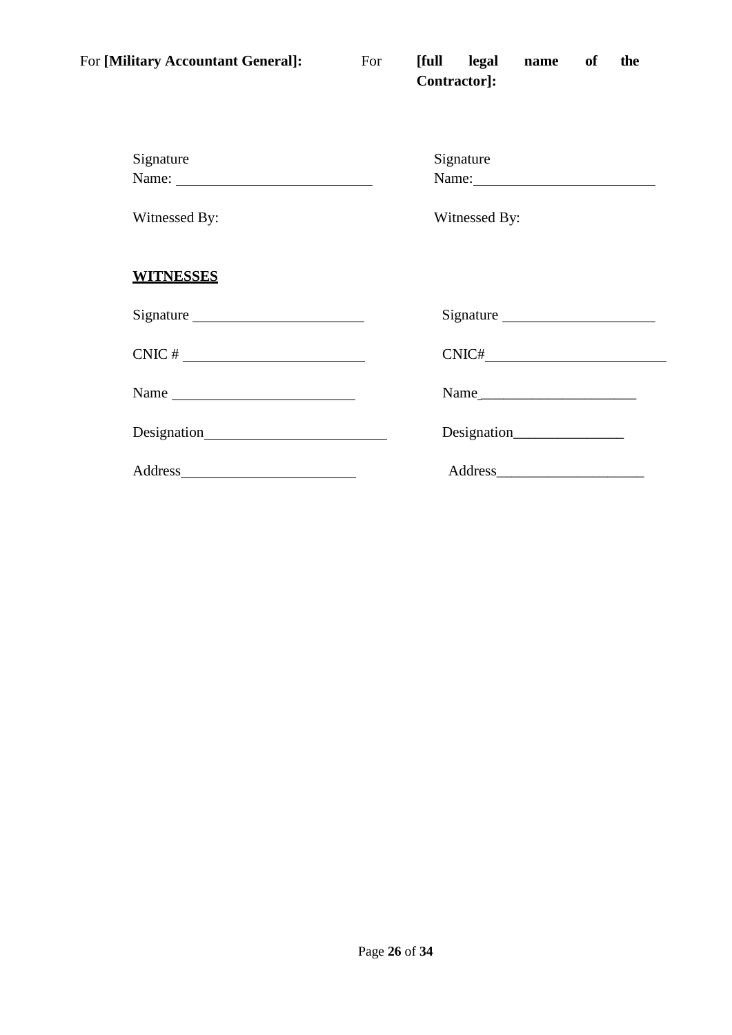| For **[Military Accountant General]:** | For **[full legal name of the Contractor]:** |
|---|---|
| Signature | Signature |
| Name: ____________________ | Name: ____________________ |
| Witnessed By: | Witnessed By: |

**WITNESSES**

| | |
|---|---|
| Signature ____________________ | Signature ____________________ |
| CNIC # ____________________ | CNIC# ____________________ |
| Name ____________________ | Name ____________________ |
| Designation ____________________ | Designation ____________________ |
| Address ____________________ | Address ____________________ |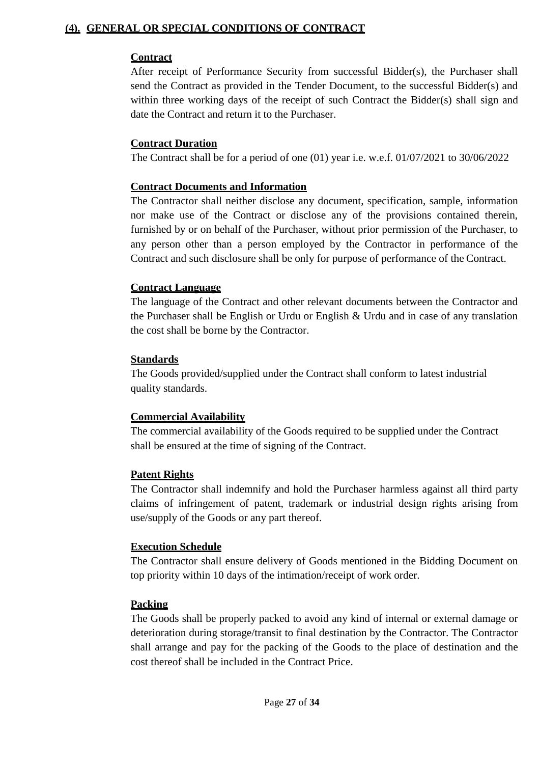## (4). GENERAL OR SPECIAL CONDITIONS OF CONTRACT

### Contract

After receipt of Performance Security from successful Bidder(s), the Purchaser shall send the Contract as provided in the Tender Document, to the successful Bidder(s) and within three working days of the receipt of such Contract the Bidder(s) shall sign and date the Contract and return it to the Purchaser.

### Contract Duration

The Contract shall be for a period of one (01) year i.e. w.e.f. 01/07/2021 to 30/06/2022

### Contract Documents and Information

The Contractor shall neither disclose any document, specification, sample, information nor make use of the Contract or disclose any of the provisions contained therein, furnished by or on behalf of the Purchaser, without prior permission of the Purchaser, to any person other than a person employed by the Contractor in performance of the Contract and such disclosure shall be only for purpose of performance of the Contract.

### Contract Language

The language of the Contract and other relevant documents between the Contractor and the Purchaser shall be English or Urdu or English & Urdu and in case of any translation the cost shall be borne by the Contractor.

### Standards

The Goods provided/supplied under the Contract shall conform to latest industrial quality standards.

### Commercial Availability

The commercial availability of the Goods required to be supplied under the Contract shall be ensured at the time of signing of the Contract.

### Patent Rights

The Contractor shall indemnify and hold the Purchaser harmless against all third party claims of infringement of patent, trademark or industrial design rights arising from use/supply of the Goods or any part thereof.

### Execution Schedule

The Contractor shall ensure delivery of Goods mentioned in the Bidding Document on top priority within 10 days of the intimation/receipt of work order.

### Packing

The Goods shall be properly packed to avoid any kind of internal or external damage or deterioration during storage/transit to final destination by the Contractor. The Contractor shall arrange and pay for the packing of the Goods to the place of destination and the cost thereof shall be included in the Contract Price.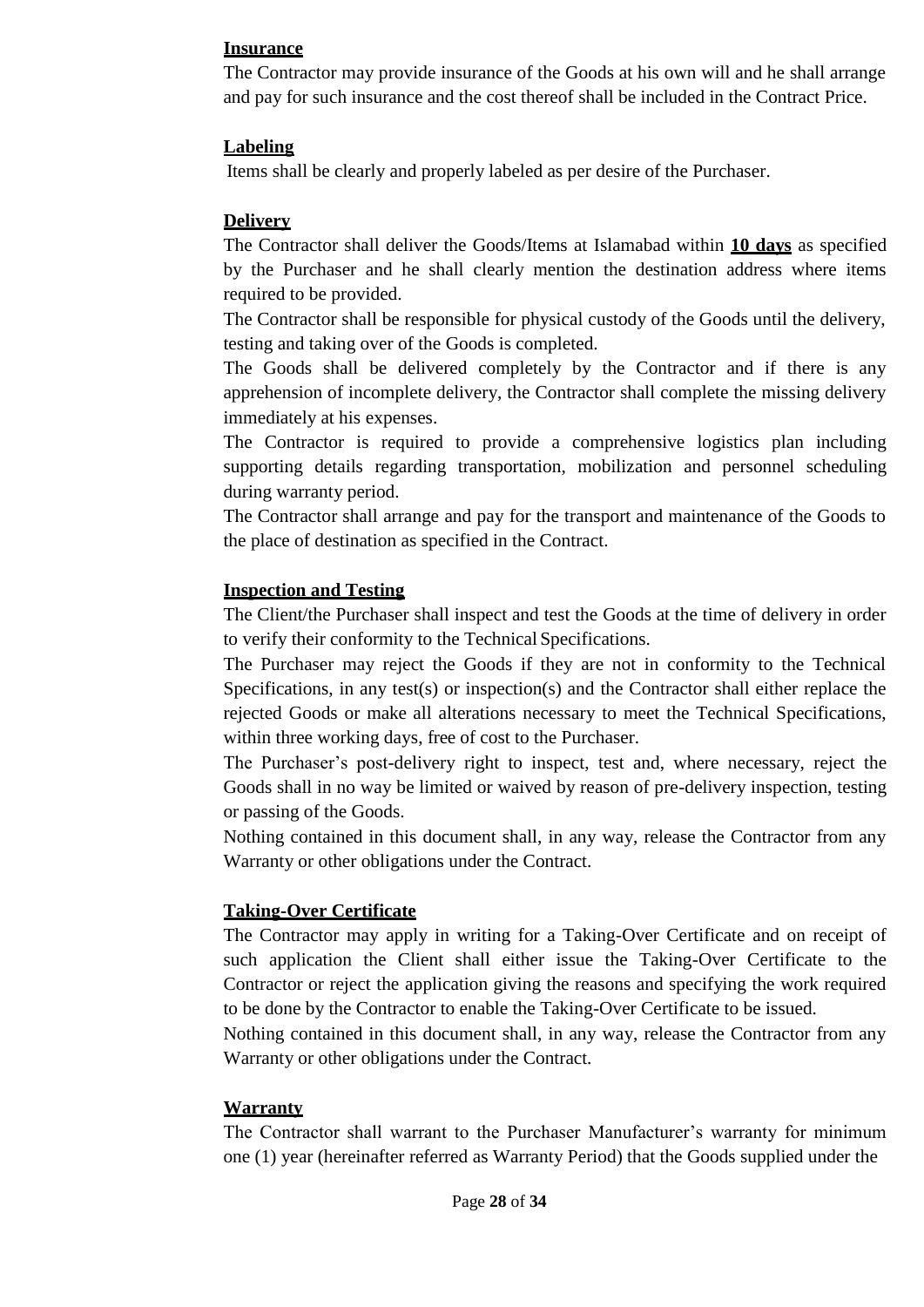**Insurance**

The Contractor may provide insurance of the Goods at his own will and he shall arrange and pay for such insurance and the cost thereof shall be included in the Contract Price.

**Labeling**

Items shall be clearly and properly labeled as per desire of the Purchaser.

**Delivery**

The Contractor shall deliver the Goods/Items at Islamabad within **10 days** as specified by the Purchaser and he shall clearly mention the destination address where items required to be provided.

The Contractor shall be responsible for physical custody of the Goods until the delivery, testing and taking over of the Goods is completed.

The Goods shall be delivered completely by the Contractor and if there is any apprehension of incomplete delivery, the Contractor shall complete the missing delivery immediately at his expenses.

The Contractor is required to provide a comprehensive logistics plan including supporting details regarding transportation, mobilization and personnel scheduling during warranty period.

The Contractor shall arrange and pay for the transport and maintenance of the Goods to the place of destination as specified in the Contract.

**Inspection and Testing**

The Client/the Purchaser shall inspect and test the Goods at the time of delivery in order to verify their conformity to the Technical Specifications.

The Purchaser may reject the Goods if they are not in conformity to the Technical Specifications, in any test(s) or inspection(s) and the Contractor shall either replace the rejected Goods or make all alterations necessary to meet the Technical Specifications, within three working days, free of cost to the Purchaser.

The Purchaser's post-delivery right to inspect, test and, where necessary, reject the Goods shall in no way be limited or waived by reason of pre-delivery inspection, testing or passing of the Goods.

Nothing contained in this document shall, in any way, release the Contractor from any Warranty or other obligations under the Contract.

**Taking-Over Certificate**

The Contractor may apply in writing for a Taking-Over Certificate and on receipt of such application the Client shall either issue the Taking-Over Certificate to the Contractor or reject the application giving the reasons and specifying the work required to be done by the Contractor to enable the Taking-Over Certificate to be issued.

Nothing contained in this document shall, in any way, release the Contractor from any Warranty or other obligations under the Contract.

**Warranty**

The Contractor shall warrant to the Purchaser Manufacturer's warranty for minimum one (1) year (hereinafter referred as Warranty Period) that the Goods supplied under the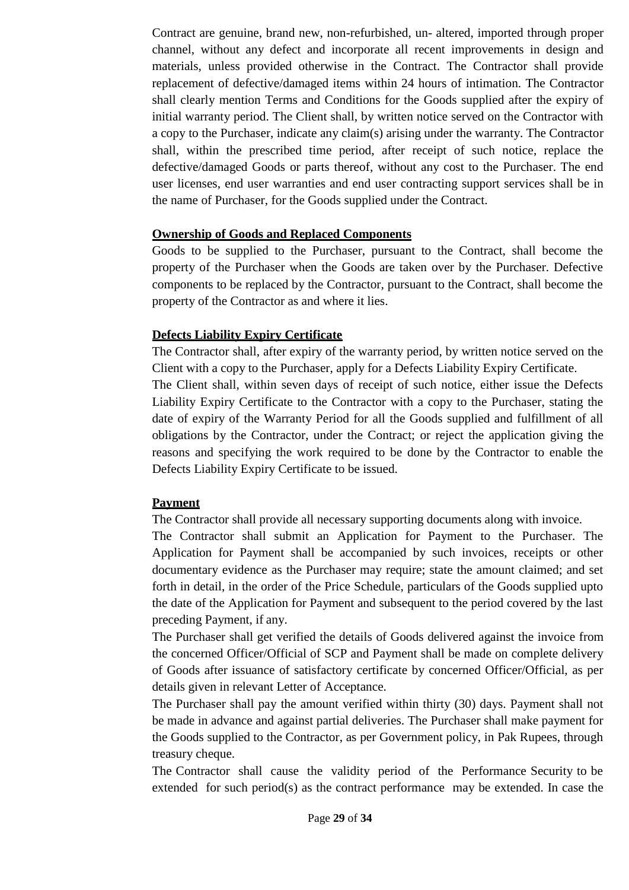Contract are genuine, brand new, non-refurbished, un- altered, imported through proper channel, without any defect and incorporate all recent improvements in design and materials, unless provided otherwise in the Contract. The Contractor shall provide replacement of defective/damaged items within 24 hours of intimation. The Contractor shall clearly mention Terms and Conditions for the Goods supplied after the expiry of initial warranty period. The Client shall, by written notice served on the Contractor with a copy to the Purchaser, indicate any claim(s) arising under the warranty. The Contractor shall, within the prescribed time period, after receipt of such notice, replace the defective/damaged Goods or parts thereof, without any cost to the Purchaser. The end user licenses, end user warranties and end user contracting support services shall be in the name of Purchaser, for the Goods supplied under the Contract.

**Ownership of Goods and Replaced Components**

Goods to be supplied to the Purchaser, pursuant to the Contract, shall become the property of the Purchaser when the Goods are taken over by the Purchaser. Defective components to be replaced by the Contractor, pursuant to the Contract, shall become the property of the Contractor as and where it lies.

**Defects Liability Expiry Certificate**

The Contractor shall, after expiry of the warranty period, by written notice served on the Client with a copy to the Purchaser, apply for a Defects Liability Expiry Certificate.

The Client shall, within seven days of receipt of such notice, either issue the Defects Liability Expiry Certificate to the Contractor with a copy to the Purchaser, stating the date of expiry of the Warranty Period for all the Goods supplied and fulfillment of all obligations by the Contractor, under the Contract; or reject the application giving the reasons and specifying the work required to be done by the Contractor to enable the Defects Liability Expiry Certificate to be issued.

**Payment**

The Contractor shall provide all necessary supporting documents along with invoice.

The Contractor shall submit an Application for Payment to the Purchaser. The Application for Payment shall be accompanied by such invoices, receipts or other documentary evidence as the Purchaser may require; state the amount claimed; and set forth in detail, in the order of the Price Schedule, particulars of the Goods supplied upto the date of the Application for Payment and subsequent to the period covered by the last preceding Payment, if any.

The Purchaser shall get verified the details of Goods delivered against the invoice from the concerned Officer/Official of SCP and Payment shall be made on complete delivery of Goods after issuance of satisfactory certificate by concerned Officer/Official, as per details given in relevant Letter of Acceptance.

The Purchaser shall pay the amount verified within thirty (30) days. Payment shall not be made in advance and against partial deliveries. The Purchaser shall make payment for the Goods supplied to the Contractor, as per Government policy, in Pak Rupees, through treasury cheque.

The Contractor shall cause the validity period of the Performance Security to be extended for such period(s) as the contract performance may be extended. In case the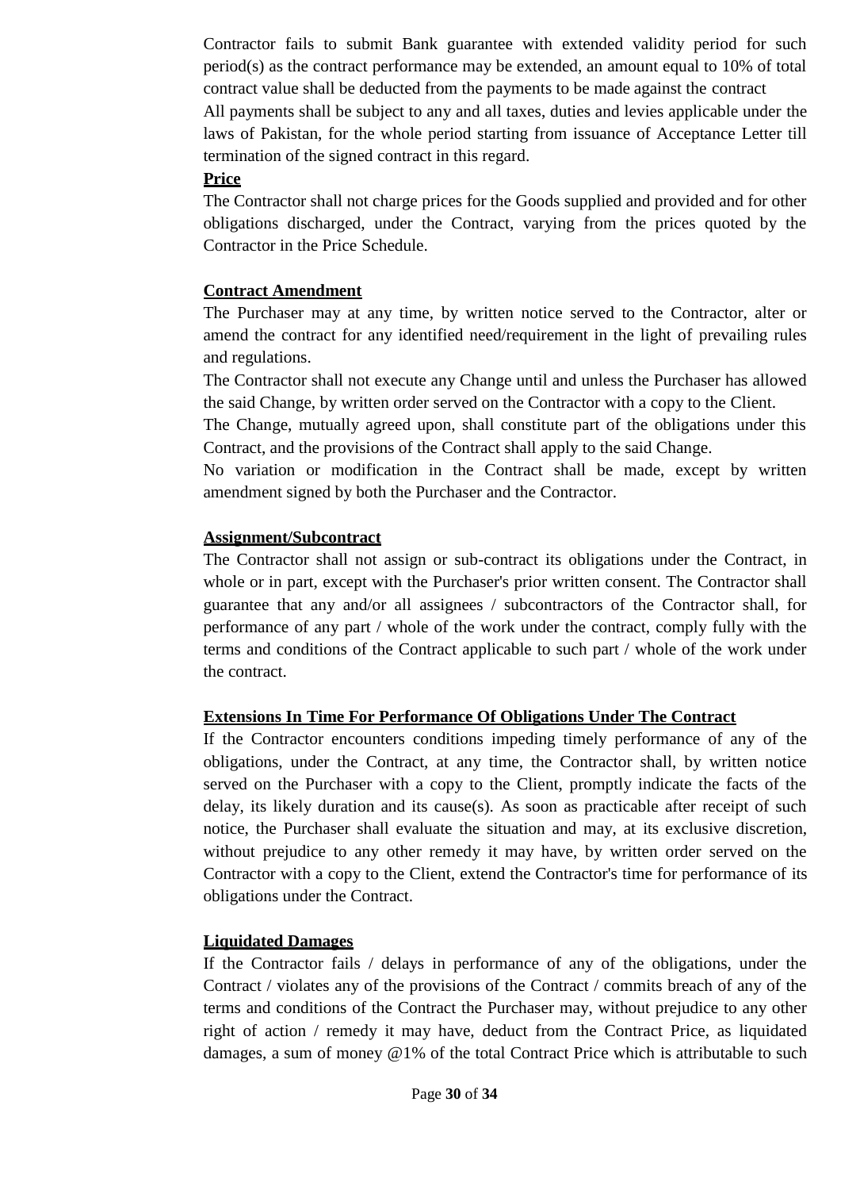Contractor fails to submit Bank guarantee with extended validity period for such period(s) as the contract performance may be extended, an amount equal to 10% of total contract value shall be deducted from the payments to be made against the contract

All payments shall be subject to any and all taxes, duties and levies applicable under the laws of Pakistan, for the whole period starting from issuance of Acceptance Letter till termination of the signed contract in this regard.

**Price**

The Contractor shall not charge prices for the Goods supplied and provided and for other obligations discharged, under the Contract, varying from the prices quoted by the Contractor in the Price Schedule.

**Contract Amendment**

The Purchaser may at any time, by written notice served to the Contractor, alter or amend the contract for any identified need/requirement in the light of prevailing rules and regulations.

The Contractor shall not execute any Change until and unless the Purchaser has allowed the said Change, by written order served on the Contractor with a copy to the Client.

The Change, mutually agreed upon, shall constitute part of the obligations under this Contract, and the provisions of the Contract shall apply to the said Change.

No variation or modification in the Contract shall be made, except by written amendment signed by both the Purchaser and the Contractor.

**Assignment/Subcontract**

The Contractor shall not assign or sub-contract its obligations under the Contract, in whole or in part, except with the Purchaser's prior written consent. The Contractor shall guarantee that any and/or all assignees / subcontractors of the Contractor shall, for performance of any part / whole of the work under the contract, comply fully with the terms and conditions of the Contract applicable to such part / whole of the work under the contract.

**Extensions In Time For Performance Of Obligations Under The Contract**

If the Contractor encounters conditions impeding timely performance of any of the obligations, under the Contract, at any time, the Contractor shall, by written notice served on the Purchaser with a copy to the Client, promptly indicate the facts of the delay, its likely duration and its cause(s). As soon as practicable after receipt of such notice, the Purchaser shall evaluate the situation and may, at its exclusive discretion, without prejudice to any other remedy it may have, by written order served on the Contractor with a copy to the Client, extend the Contractor's time for performance of its obligations under the Contract.

**Liquidated Damages**

If the Contractor fails / delays in performance of any of the obligations, under the Contract / violates any of the provisions of the Contract / commits breach of any of the terms and conditions of the Contract the Purchaser may, without prejudice to any other right of action / remedy it may have, deduct from the Contract Price, as liquidated damages, a sum of money @1% of the total Contract Price which is attributable to such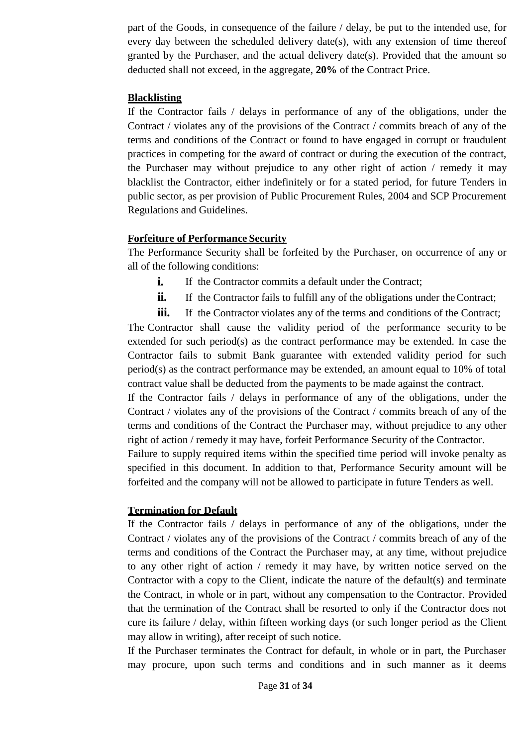part of the Goods, in consequence of the failure / delay, be put to the intended use, for every day between the scheduled delivery date(s), with any extension of time thereof granted by the Purchaser, and the actual delivery date(s). Provided that the amount so deducted shall not exceed, in the aggregate, **20%** of the Contract Price.

**Blacklisting**

If the Contractor fails / delays in performance of any of the obligations, under the Contract / violates any of the provisions of the Contract / commits breach of any of the terms and conditions of the Contract or found to have engaged in corrupt or fraudulent practices in competing for the award of contract or during the execution of the contract, the Purchaser may without prejudice to any other right of action / remedy it may blacklist the Contractor, either indefinitely or for a stated period, for future Tenders in public sector, as per provision of Public Procurement Rules, 2004 and SCP Procurement Regulations and Guidelines.

**Forfeiture of Performance Security**

The Performance Security shall be forfeited by the Purchaser, on occurrence of any or all of the following conditions:

- **i.** If the Contractor commits a default under the Contract;
- **ii.** If the Contractor fails to fulfill any of the obligations under the Contract;
- **iii.** If the Contractor violates any of the terms and conditions of the Contract;

The Contractor shall cause the validity period of the performance security to be extended for such period(s) as the contract performance may be extended. In case the Contractor fails to submit Bank guarantee with extended validity period for such period(s) as the contract performance may be extended, an amount equal to 10% of total contract value shall be deducted from the payments to be made against the contract.

If the Contractor fails / delays in performance of any of the obligations, under the Contract / violates any of the provisions of the Contract / commits breach of any of the terms and conditions of the Contract the Purchaser may, without prejudice to any other right of action / remedy it may have, forfeit Performance Security of the Contractor.

Failure to supply required items within the specified time period will invoke penalty as specified in this document. In addition to that, Performance Security amount will be forfeited and the company will not be allowed to participate in future Tenders as well.

**Termination for Default**

If the Contractor fails / delays in performance of any of the obligations, under the Contract / violates any of the provisions of the Contract / commits breach of any of the terms and conditions of the Contract the Purchaser may, at any time, without prejudice to any other right of action / remedy it may have, by written notice served on the Contractor with a copy to the Client, indicate the nature of the default(s) and terminate the Contract, in whole or in part, without any compensation to the Contractor. Provided that the termination of the Contract shall be resorted to only if the Contractor does not cure its failure / delay, within fifteen working days (or such longer period as the Client may allow in writing), after receipt of such notice.

If the Purchaser terminates the Contract for default, in whole or in part, the Purchaser may procure, upon such terms and conditions and in such manner as it deems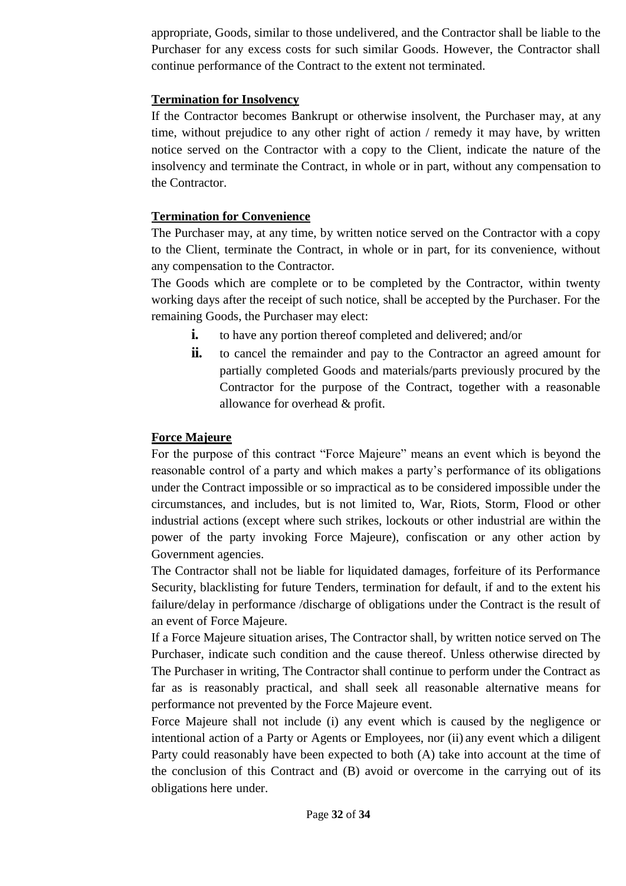appropriate, Goods, similar to those undelivered, and the Contractor shall be liable to the Purchaser for any excess costs for such similar Goods. However, the Contractor shall continue performance of the Contract to the extent not terminated.

**Termination for Insolvency**

If the Contractor becomes Bankrupt or otherwise insolvent, the Purchaser may, at any time, without prejudice to any other right of action / remedy it may have, by written notice served on the Contractor with a copy to the Client, indicate the nature of the insolvency and terminate the Contract, in whole or in part, without any compensation to the Contractor.

**Termination for Convenience**

The Purchaser may, at any time, by written notice served on the Contractor with a copy to the Client, terminate the Contract, in whole or in part, for its convenience, without any compensation to the Contractor.

The Goods which are complete or to be completed by the Contractor, within twenty working days after the receipt of such notice, shall be accepted by the Purchaser. For the remaining Goods, the Purchaser may elect:

- **i.** to have any portion thereof completed and delivered; and/or
- **ii.** to cancel the remainder and pay to the Contractor an agreed amount for partially completed Goods and materials/parts previously procured by the Contractor for the purpose of the Contract, together with a reasonable allowance for overhead & profit.

**Force Majeure**

For the purpose of this contract "Force Majeure" means an event which is beyond the reasonable control of a party and which makes a party's performance of its obligations under the Contract impossible or so impractical as to be considered impossible under the circumstances, and includes, but is not limited to, War, Riots, Storm, Flood or other industrial actions (except where such strikes, lockouts or other industrial are within the power of the party invoking Force Majeure), confiscation or any other action by Government agencies.

The Contractor shall not be liable for liquidated damages, forfeiture of its Performance Security, blacklisting for future Tenders, termination for default, if and to the extent his failure/delay in performance /discharge of obligations under the Contract is the result of an event of Force Majeure.

If a Force Majeure situation arises, The Contractor shall, by written notice served on The Purchaser, indicate such condition and the cause thereof. Unless otherwise directed by The Purchaser in writing, The Contractor shall continue to perform under the Contract as far as is reasonably practical, and shall seek all reasonable alternative means for performance not prevented by the Force Majeure event.

Force Majeure shall not include (i) any event which is caused by the negligence or intentional action of a Party or Agents or Employees, nor (ii) any event which a diligent Party could reasonably have been expected to both (A) take into account at the time of the conclusion of this Contract and (B) avoid or overcome in the carrying out of its obligations here under.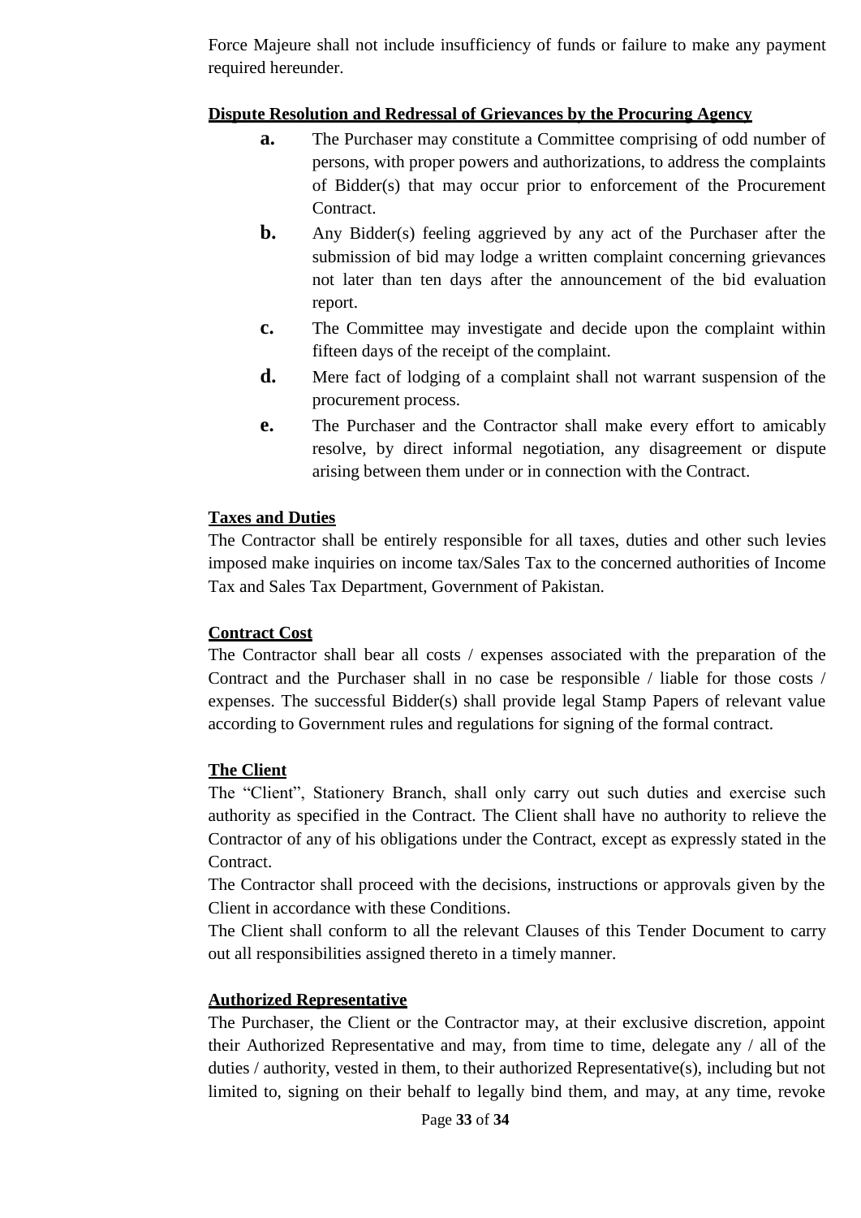Force Majeure shall not include insufficiency of funds or failure to make any payment required hereunder.

**Dispute Resolution and Redressal of Grievances by the Procuring Agency**

- **a.** The Purchaser may constitute a Committee comprising of odd number of persons, with proper powers and authorizations, to address the complaints of Bidder(s) that may occur prior to enforcement of the Procurement Contract.
- **b.** Any Bidder(s) feeling aggrieved by any act of the Purchaser after the submission of bid may lodge a written complaint concerning grievances not later than ten days after the announcement of the bid evaluation report.
- **c.** The Committee may investigate and decide upon the complaint within fifteen days of the receipt of the complaint.
- **d.** Mere fact of lodging of a complaint shall not warrant suspension of the procurement process.
- **e.** The Purchaser and the Contractor shall make every effort to amicably resolve, by direct informal negotiation, any disagreement or dispute arising between them under or in connection with the Contract.

**Taxes and Duties**

The Contractor shall be entirely responsible for all taxes, duties and other such levies imposed make inquiries on income tax/Sales Tax to the concerned authorities of Income Tax and Sales Tax Department, Government of Pakistan.

**Contract Cost**

The Contractor shall bear all costs / expenses associated with the preparation of the Contract and the Purchaser shall in no case be responsible / liable for those costs / expenses. The successful Bidder(s) shall provide legal Stamp Papers of relevant value according to Government rules and regulations for signing of the formal contract.

**The Client**

The "Client", Stationery Branch, shall only carry out such duties and exercise such authority as specified in the Contract. The Client shall have no authority to relieve the Contractor of any of his obligations under the Contract, except as expressly stated in the Contract.

The Contractor shall proceed with the decisions, instructions or approvals given by the Client in accordance with these Conditions.

The Client shall conform to all the relevant Clauses of this Tender Document to carry out all responsibilities assigned thereto in a timely manner.

**Authorized Representative**

The Purchaser, the Client or the Contractor may, at their exclusive discretion, appoint their Authorized Representative and may, from time to time, delegate any / all of the duties / authority, vested in them, to their authorized Representative(s), including but not limited to, signing on their behalf to legally bind them, and may, at any time, revoke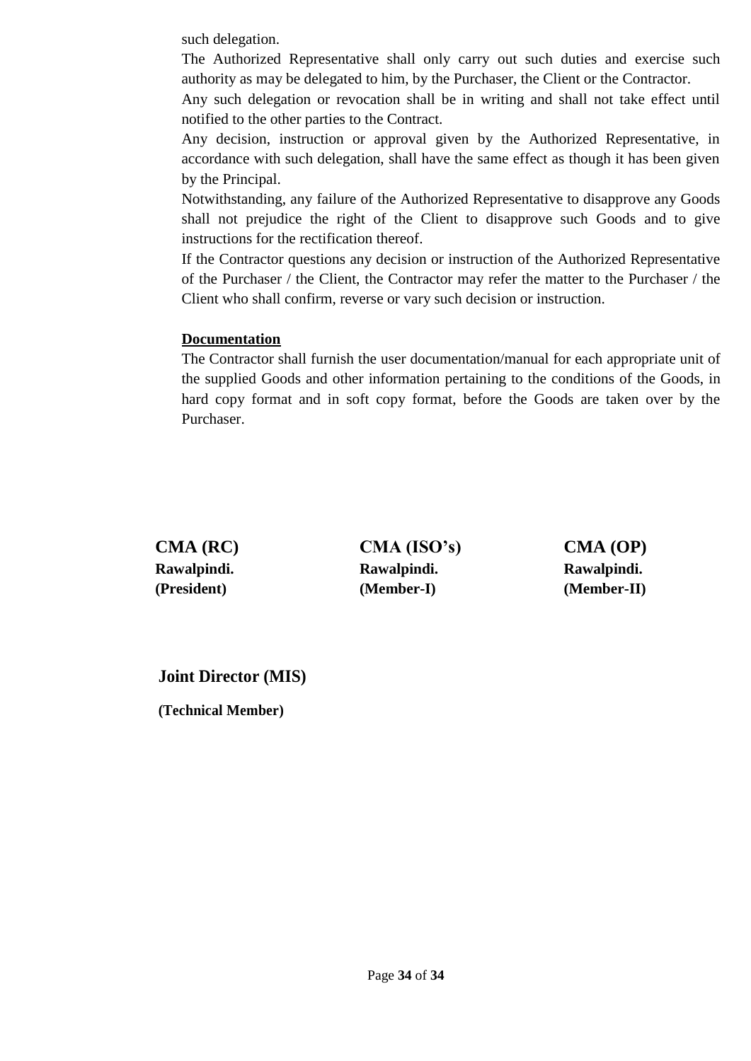such delegation.

The Authorized Representative shall only carry out such duties and exercise such authority as may be delegated to him, by the Purchaser, the Client or the Contractor.

Any such delegation or revocation shall be in writing and shall not take effect until notified to the other parties to the Contract.

Any decision, instruction or approval given by the Authorized Representative, in accordance with such delegation, shall have the same effect as though it has been given by the Principal.

Notwithstanding, any failure of the Authorized Representative to disapprove any Goods shall not prejudice the right of the Client to disapprove such Goods and to give instructions for the rectification thereof.

If the Contractor questions any decision or instruction of the Authorized Representative of the Purchaser / the Client, the Contractor may refer the matter to the Purchaser / the Client who shall confirm, reverse or vary such decision or instruction.

**Documentation**

The Contractor shall furnish the user documentation/manual for each appropriate unit of the supplied Goods and other information pertaining to the conditions of the Goods, in hard copy format and in soft copy format, before the Goods are taken over by the Purchaser.

| | | |
|---|---|---|
| **CMA (RC)** | **CMA (ISO's)** | **CMA (OP)** |
| **Rawalpindi.** | **Rawalpindi.** | **Rawalpindi.** |
| **(President)** | **(Member-I)** | **(Member-II)** |

**Joint Director (MIS)**

**(Technical Member)**